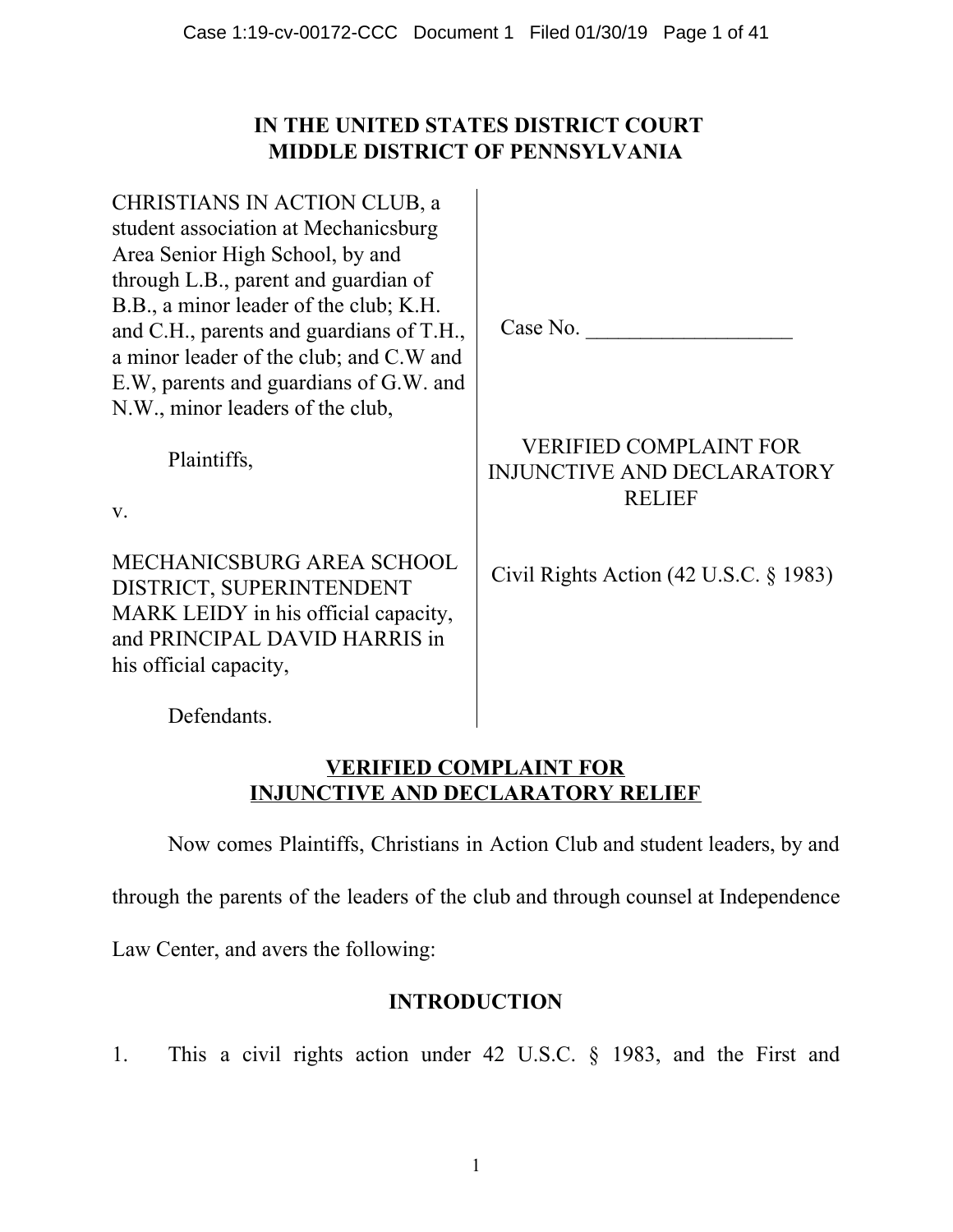# IN THE UNITED STATES DISTRICT COURT
# MIDDLE DISTRICT OF PENNSYLVANIA

CHRISTIANS IN ACTION CLUB, a student association at Mechanicsburg Area Senior High School, by and through L.B., parent and guardian of B.B., a minor leader of the club; K.H. and C.H., parents and guardians of T.H., a minor leader of the club; and C.W and E.W, parents and guardians of G.W. and N.W., minor leaders of the club,

Plaintiffs,

v.

MECHANICSBURG AREA SCHOOL DISTRICT, SUPERINTENDENT MARK LEIDY in his official capacity, and PRINCIPAL DAVID HARRIS in his official capacity,

Defendants.

Case No. ___________________

VERIFIED COMPLAINT FOR INJUNCTIVE AND DECLARATORY RELIEF

Civil Rights Action (42 U.S.C. § 1983)

## VERIFIED COMPLAINT FOR INJUNCTIVE AND DECLARATORY RELIEF

Now comes Plaintiffs, Christians in Action Club and student leaders, by and through the parents of the leaders of the club and through counsel at Independence Law Center, and avers the following:

## INTRODUCTION

1. This a civil rights action under 42 U.S.C. § 1983, and the First and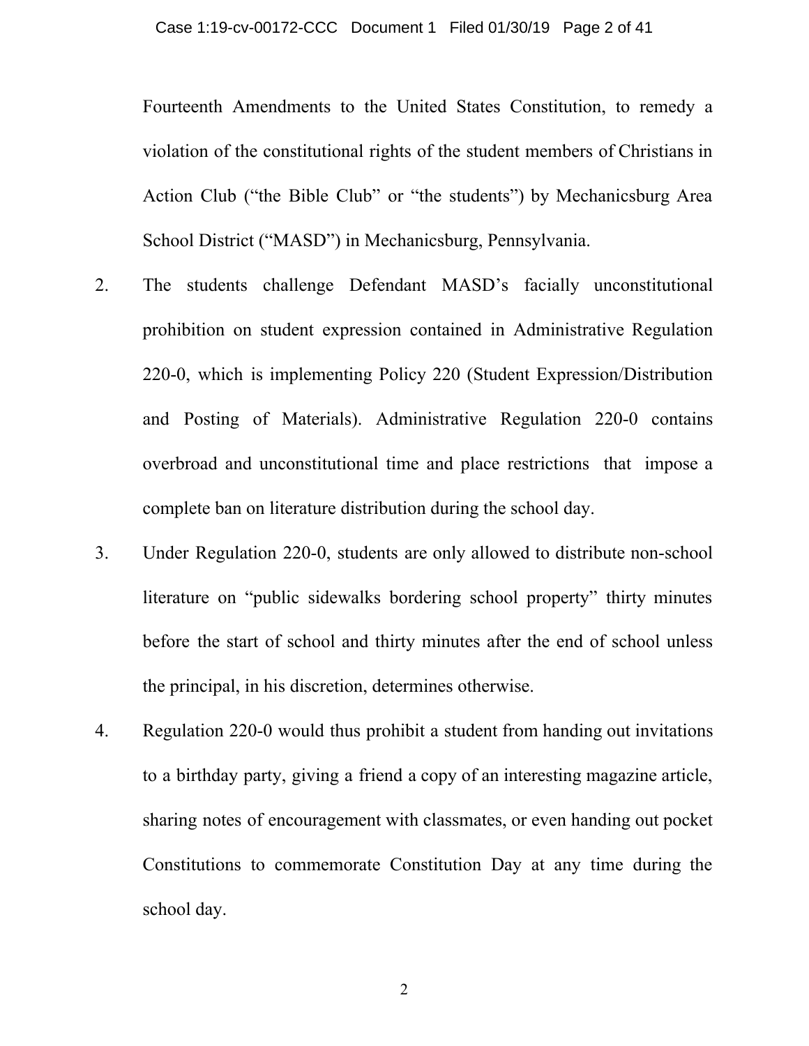Fourteenth Amendments to the United States Constitution, to remedy a violation of the constitutional rights of the student members of Christians in Action Club ("the Bible Club" or "the students") by Mechanicsburg Area School District ("MASD") in Mechanicsburg, Pennsylvania.

2. The students challenge Defendant MASD's facially unconstitutional prohibition on student expression contained in Administrative Regulation 220-0, which is implementing Policy 220 (Student Expression/Distribution and Posting of Materials). Administrative Regulation 220-0 contains overbroad and unconstitutional time and place restrictions that impose a complete ban on literature distribution during the school day.

3. Under Regulation 220-0, students are only allowed to distribute non-school literature on "public sidewalks bordering school property" thirty minutes before the start of school and thirty minutes after the end of school unless the principal, in his discretion, determines otherwise.

4. Regulation 220-0 would thus prohibit a student from handing out invitations to a birthday party, giving a friend a copy of an interesting magazine article, sharing notes of encouragement with classmates, or even handing out pocket Constitutions to commemorate Constitution Day at any time during the school day.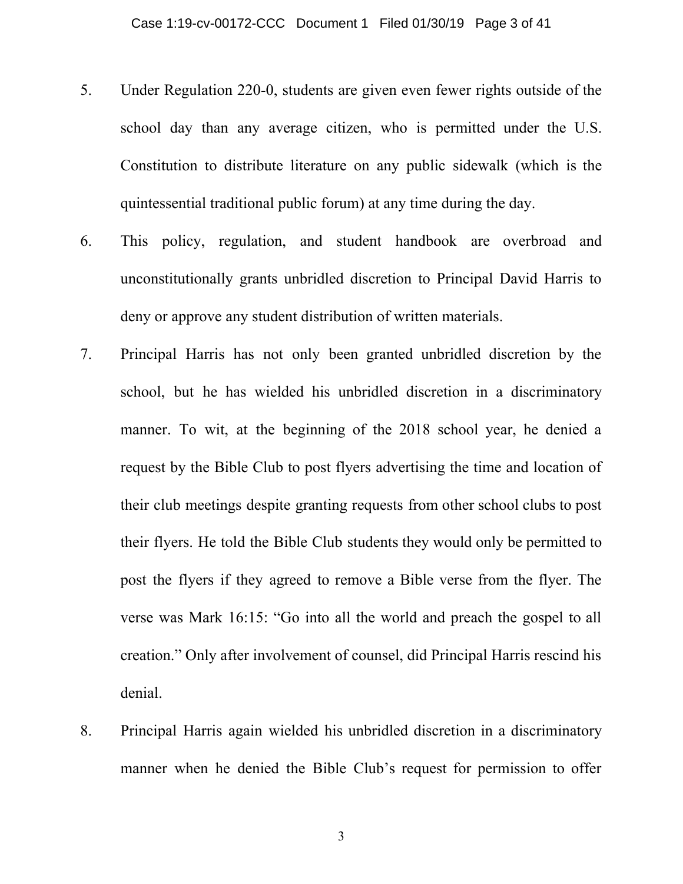5. Under Regulation 220-0, students are given even fewer rights outside of the school day than any average citizen, who is permitted under the U.S. Constitution to distribute literature on any public sidewalk (which is the quintessential traditional public forum) at any time during the day.

6. This policy, regulation, and student handbook are overbroad and unconstitutionally grants unbridled discretion to Principal David Harris to deny or approve any student distribution of written materials.

7. Principal Harris has not only been granted unbridled discretion by the school, but he has wielded his unbridled discretion in a discriminatory manner. To wit, at the beginning of the 2018 school year, he denied a request by the Bible Club to post flyers advertising the time and location of their club meetings despite granting requests from other school clubs to post their flyers. He told the Bible Club students they would only be permitted to post the flyers if they agreed to remove a Bible verse from the flyer. The verse was Mark 16:15: "Go into all the world and preach the gospel to all creation." Only after involvement of counsel, did Principal Harris rescind his denial.

8. Principal Harris again wielded his unbridled discretion in a discriminatory manner when he denied the Bible Club's request for permission to offer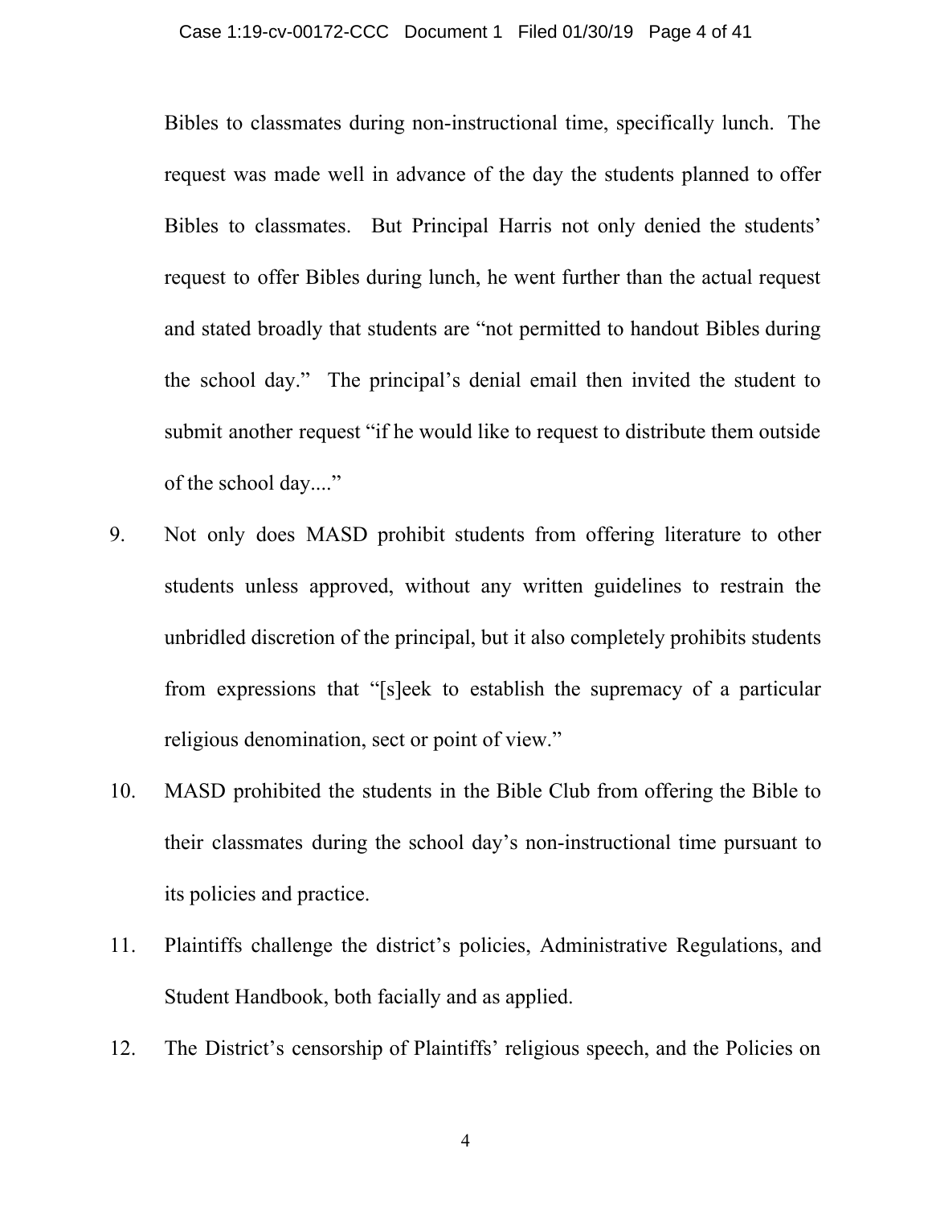Bibles to classmates during non-instructional time, specifically lunch. The request was made well in advance of the day the students planned to offer Bibles to classmates. But Principal Harris not only denied the students' request to offer Bibles during lunch, he went further than the actual request and stated broadly that students are "not permitted to handout Bibles during the school day." The principal's denial email then invited the student to submit another request "if he would like to request to distribute them outside of the school day...."

9. Not only does MASD prohibit students from offering literature to other students unless approved, without any written guidelines to restrain the unbridled discretion of the principal, but it also completely prohibits students from expressions that "[s]eek to establish the supremacy of a particular religious denomination, sect or point of view."

10. MASD prohibited the students in the Bible Club from offering the Bible to their classmates during the school day's non-instructional time pursuant to its policies and practice.

11. Plaintiffs challenge the district's policies, Administrative Regulations, and Student Handbook, both facially and as applied.

12. The District's censorship of Plaintiffs' religious speech, and the Policies on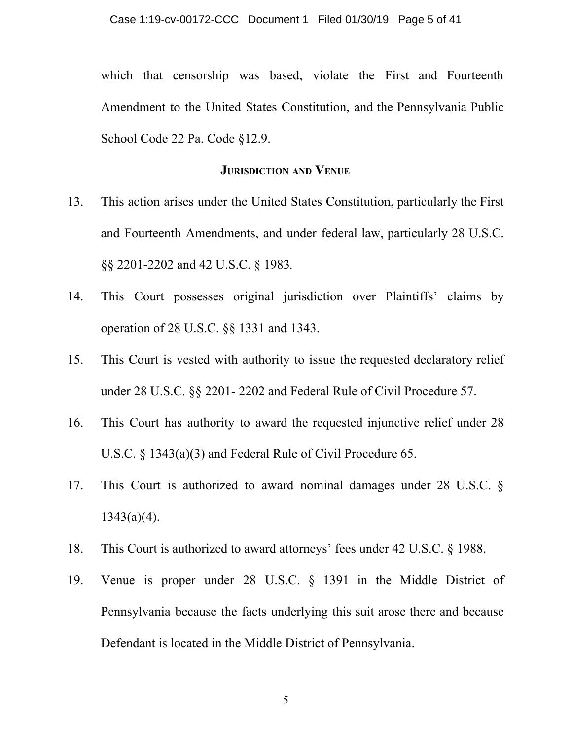which that censorship was based, violate the First and Fourteenth Amendment to the United States Constitution, and the Pennsylvania Public School Code 22 Pa. Code §12.9.

## Jurisdiction and Venue

13. This action arises under the United States Constitution, particularly the First and Fourteenth Amendments, and under federal law, particularly 28 U.S.C. §§ 2201-2202 and 42 U.S.C. § 1983.

14. This Court possesses original jurisdiction over Plaintiffs' claims by operation of 28 U.S.C. §§ 1331 and 1343.

15. This Court is vested with authority to issue the requested declaratory relief under 28 U.S.C. §§ 2201- 2202 and Federal Rule of Civil Procedure 57.

16. This Court has authority to award the requested injunctive relief under 28 U.S.C. § 1343(a)(3) and Federal Rule of Civil Procedure 65.

17. This Court is authorized to award nominal damages under 28 U.S.C. § 1343(a)(4).

18. This Court is authorized to award attorneys' fees under 42 U.S.C. § 1988.

19. Venue is proper under 28 U.S.C. § 1391 in the Middle District of Pennsylvania because the facts underlying this suit arose there and because Defendant is located in the Middle District of Pennsylvania.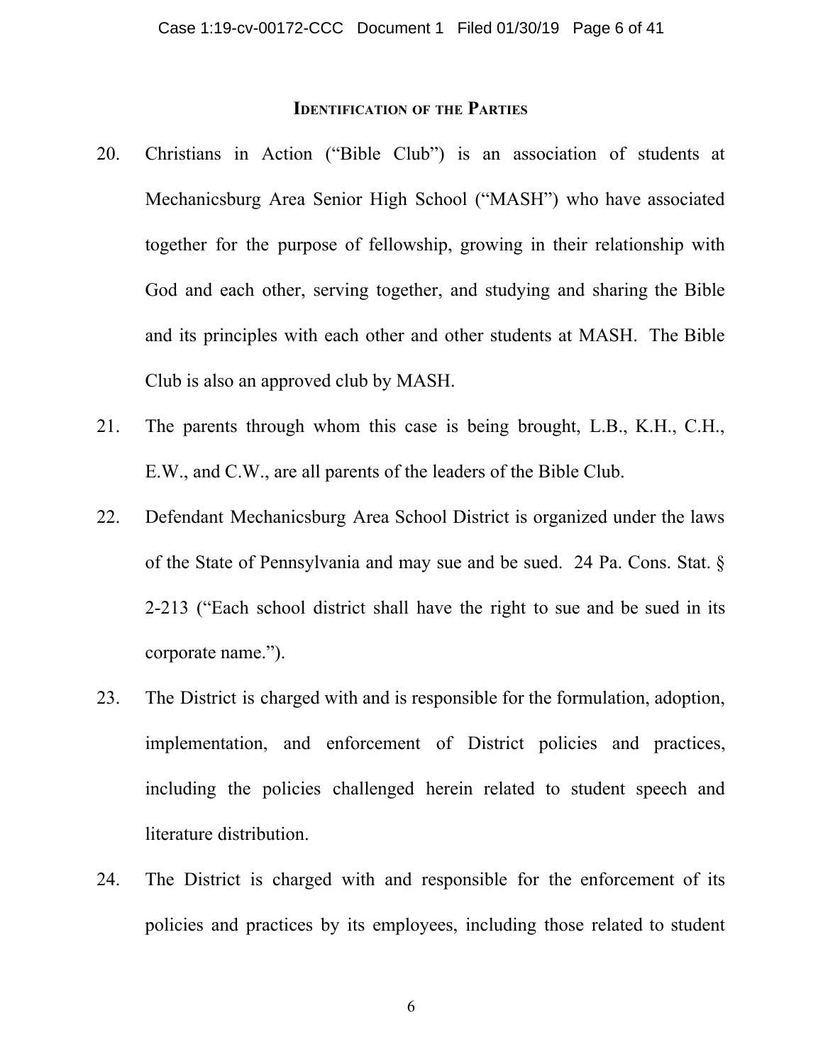## Identification of the Parties

20. Christians in Action ("Bible Club") is an association of students at Mechanicsburg Area Senior High School ("MASH") who have associated together for the purpose of fellowship, growing in their relationship with God and each other, serving together, and studying and sharing the Bible and its principles with each other and other students at MASH. The Bible Club is also an approved club by MASH.

21. The parents through whom this case is being brought, L.B., K.H., C.H., E.W., and C.W., are all parents of the leaders of the Bible Club.

22. Defendant Mechanicsburg Area School District is organized under the laws of the State of Pennsylvania and may sue and be sued. 24 Pa. Cons. Stat. § 2-213 ("Each school district shall have the right to sue and be sued in its corporate name.").

23. The District is charged with and is responsible for the formulation, adoption, implementation, and enforcement of District policies and practices, including the policies challenged herein related to student speech and literature distribution.

24. The District is charged with and responsible for the enforcement of its policies and practices by its employees, including those related to student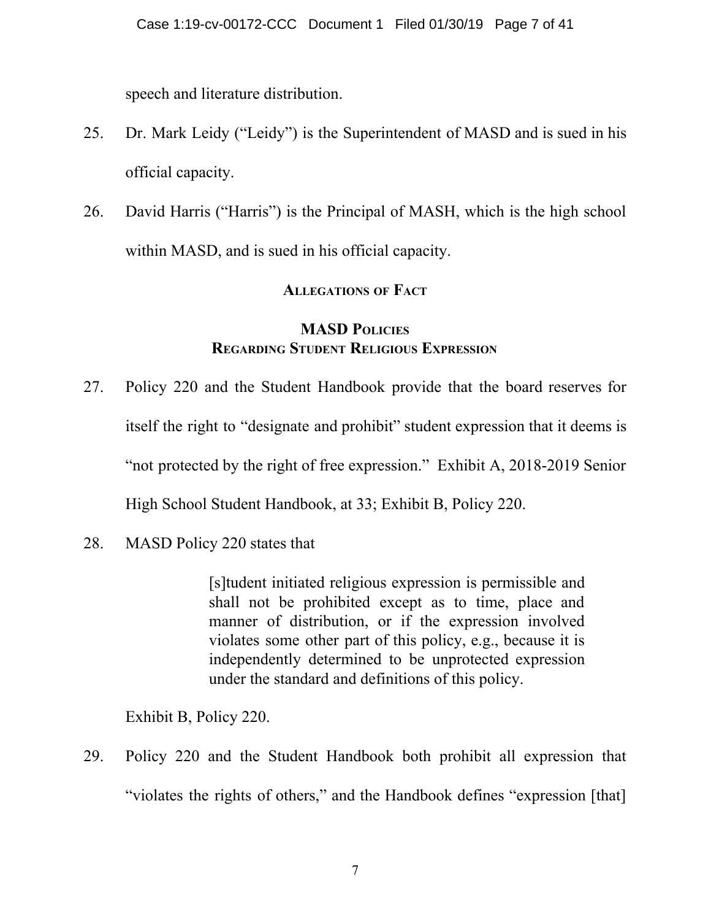speech and literature distribution.

25. Dr. Mark Leidy ("Leidy") is the Superintendent of MASD and is sued in his official capacity.

26. David Harris ("Harris") is the Principal of MASH, which is the high school within MASD, and is sued in his official capacity.

## Allegations of Fact

### MASD Policies Regarding Student Religious Expression

27. Policy 220 and the Student Handbook provide that the board reserves for itself the right to "designate and prohibit" student expression that it deems is "not protected by the right of free expression." Exhibit A, 2018-2019 Senior High School Student Handbook, at 33; Exhibit B, Policy 220.

28. MASD Policy 220 states that

> [s]tudent initiated religious expression is permissible and shall not be prohibited except as to time, place and manner of distribution, or if the expression involved violates some other part of this policy, e.g., because it is independently determined to be unprotected expression under the standard and definitions of this policy.

Exhibit B, Policy 220.

29. Policy 220 and the Student Handbook both prohibit all expression that "violates the rights of others," and the Handbook defines "expression [that]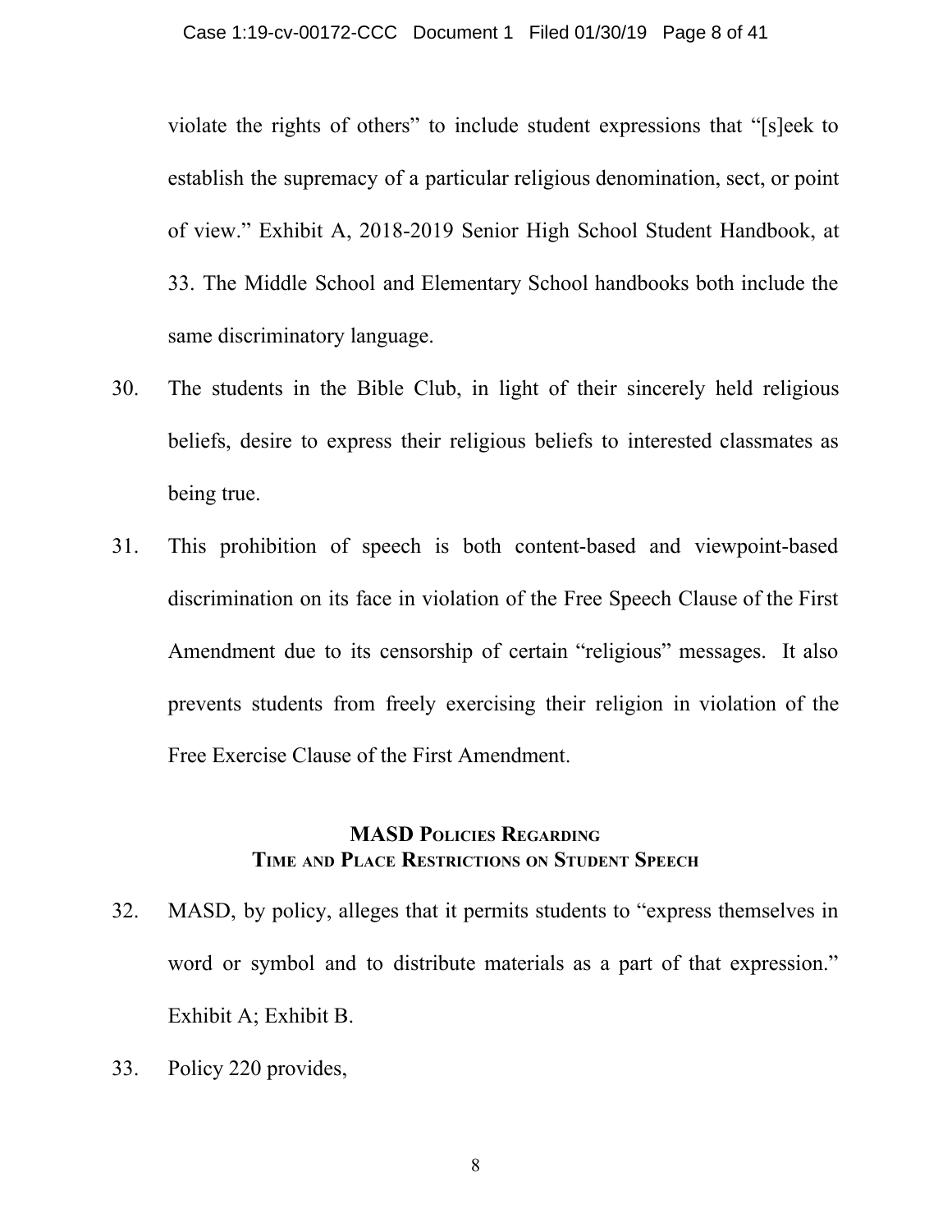violate the rights of others" to include student expressions that "[s]eek to establish the supremacy of a particular religious denomination, sect, or point of view." Exhibit A, 2018-2019 Senior High School Student Handbook, at 33. The Middle School and Elementary School handbooks both include the same discriminatory language.

30. The students in the Bible Club, in light of their sincerely held religious beliefs, desire to express their religious beliefs to interested classmates as being true.

31. This prohibition of speech is both content-based and viewpoint-based discrimination on its face in violation of the Free Speech Clause of the First Amendment due to its censorship of certain "religious" messages. It also prevents students from freely exercising their religion in violation of the Free Exercise Clause of the First Amendment.

## MASD Policies Regarding Time and Place Restrictions on Student Speech

32. MASD, by policy, alleges that it permits students to "express themselves in word or symbol and to distribute materials as a part of that expression." Exhibit A; Exhibit B.

33. Policy 220 provides,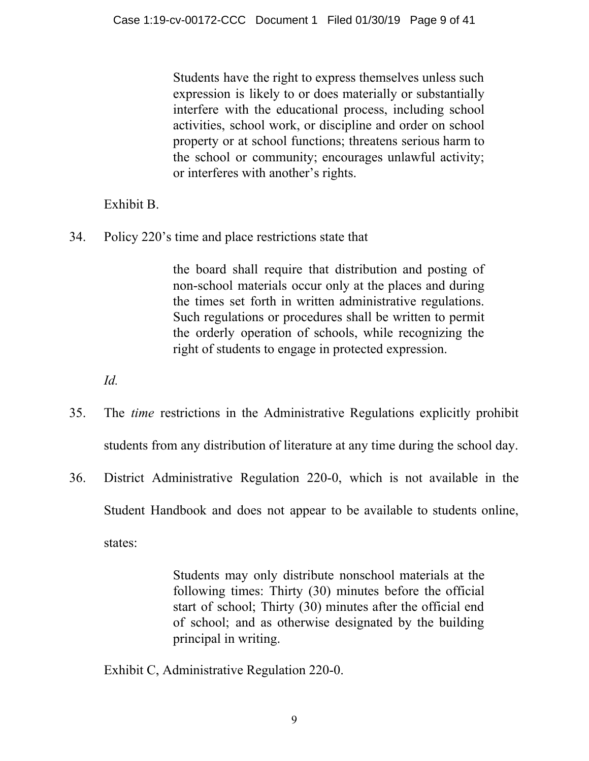> Students have the right to express themselves unless such expression is likely to or does materially or substantially interfere with the educational process, including school activities, school work, or discipline and order on school property or at school functions; threatens serious harm to the school or community; encourages unlawful activity; or interferes with another's rights.

Exhibit B.

34. Policy 220's time and place restrictions state that

> the board shall require that distribution and posting of non-school materials occur only at the places and during the times set forth in written administrative regulations. Such regulations or procedures shall be written to permit the orderly operation of schools, while recognizing the right of students to engage in protected expression.

*Id.*

35. The *time* restrictions in the Administrative Regulations explicitly prohibit students from any distribution of literature at any time during the school day.

36. District Administrative Regulation 220-0, which is not available in the Student Handbook and does not appear to be available to students online, states:

> Students may only distribute nonschool materials at the following times: Thirty (30) minutes before the official start of school; Thirty (30) minutes after the official end of school; and as otherwise designated by the building principal in writing.

Exhibit C, Administrative Regulation 220-0.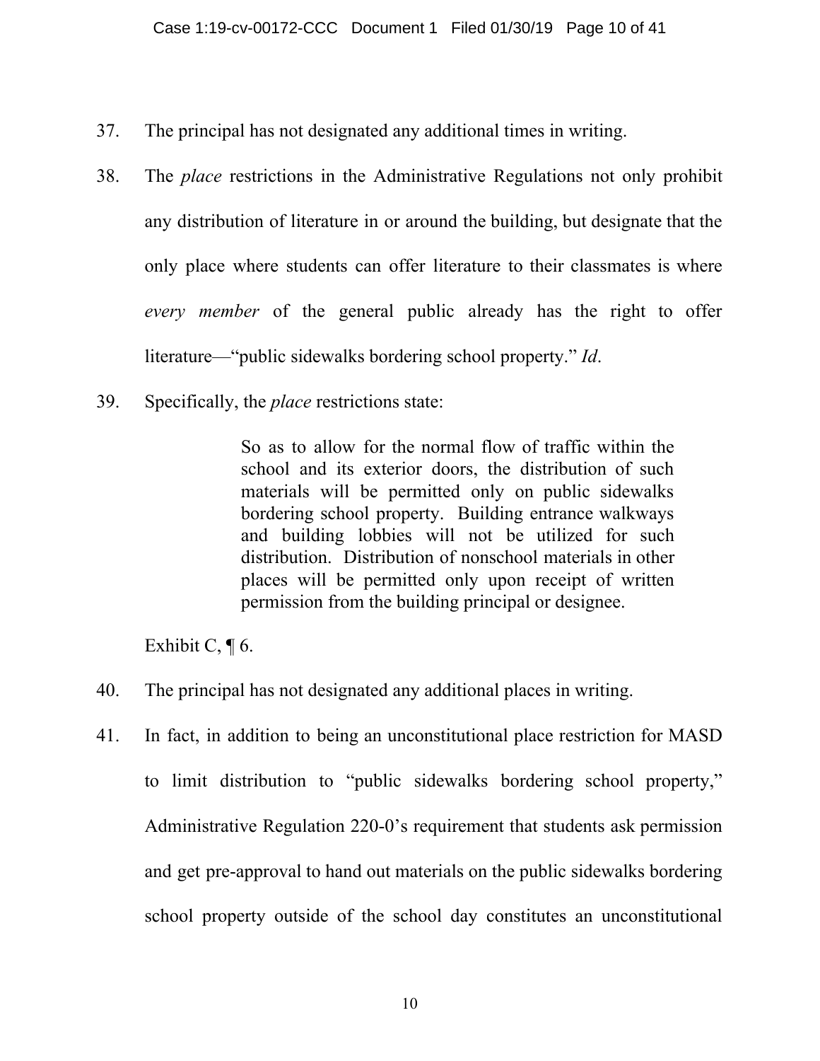37. The principal has not designated any additional times in writing.

38. The *place* restrictions in the Administrative Regulations not only prohibit any distribution of literature in or around the building, but designate that the only place where students can offer literature to their classmates is where *every member* of the general public already has the right to offer literature—"public sidewalks bordering school property." *Id*.

39. Specifically, the *place* restrictions state:

> So as to allow for the normal flow of traffic within the school and its exterior doors, the distribution of such materials will be permitted only on public sidewalks bordering school property. Building entrance walkways and building lobbies will not be utilized for such distribution. Distribution of nonschool materials in other places will be permitted only upon receipt of written permission from the building principal or designee.

Exhibit C, ¶ 6.

40. The principal has not designated any additional places in writing.

41. In fact, in addition to being an unconstitutional place restriction for MASD to limit distribution to "public sidewalks bordering school property," Administrative Regulation 220-0's requirement that students ask permission and get pre-approval to hand out materials on the public sidewalks bordering school property outside of the school day constitutes an unconstitutional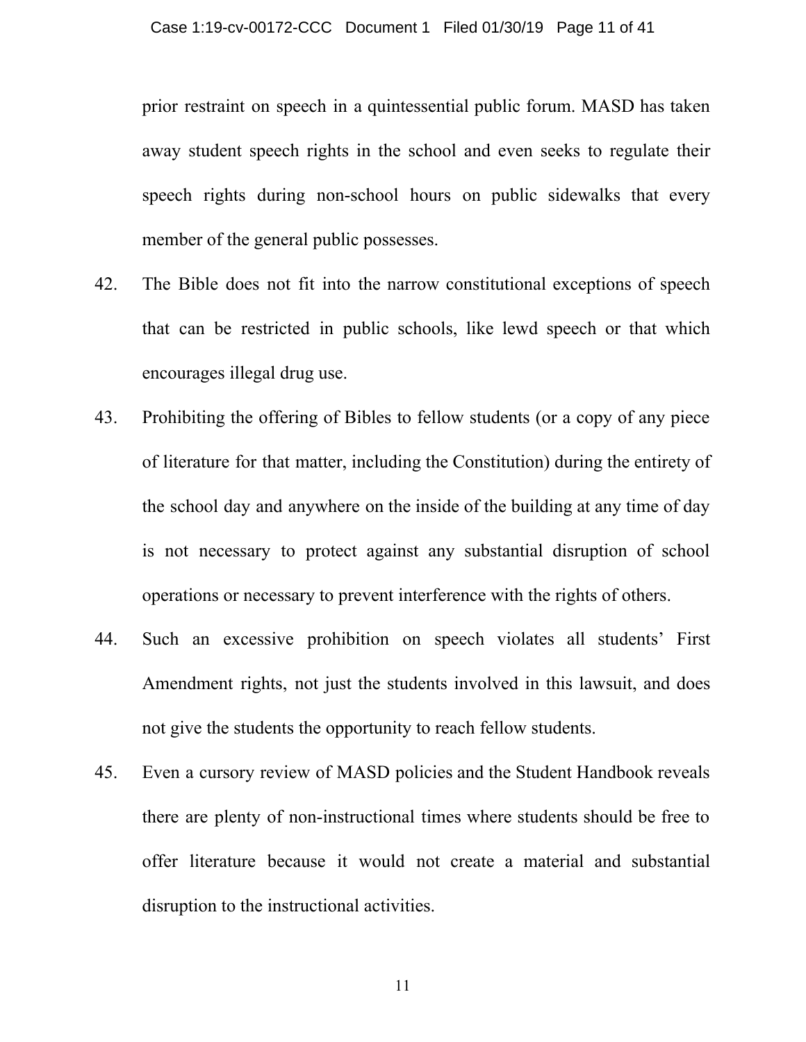prior restraint on speech in a quintessential public forum. MASD has taken away student speech rights in the school and even seeks to regulate their speech rights during non-school hours on public sidewalks that every member of the general public possesses.

42. The Bible does not fit into the narrow constitutional exceptions of speech that can be restricted in public schools, like lewd speech or that which encourages illegal drug use.

43. Prohibiting the offering of Bibles to fellow students (or a copy of any piece of literature for that matter, including the Constitution) during the entirety of the school day and anywhere on the inside of the building at any time of day is not necessary to protect against any substantial disruption of school operations or necessary to prevent interference with the rights of others.

44. Such an excessive prohibition on speech violates all students' First Amendment rights, not just the students involved in this lawsuit, and does not give the students the opportunity to reach fellow students.

45. Even a cursory review of MASD policies and the Student Handbook reveals there are plenty of non-instructional times where students should be free to offer literature because it would not create a material and substantial disruption to the instructional activities.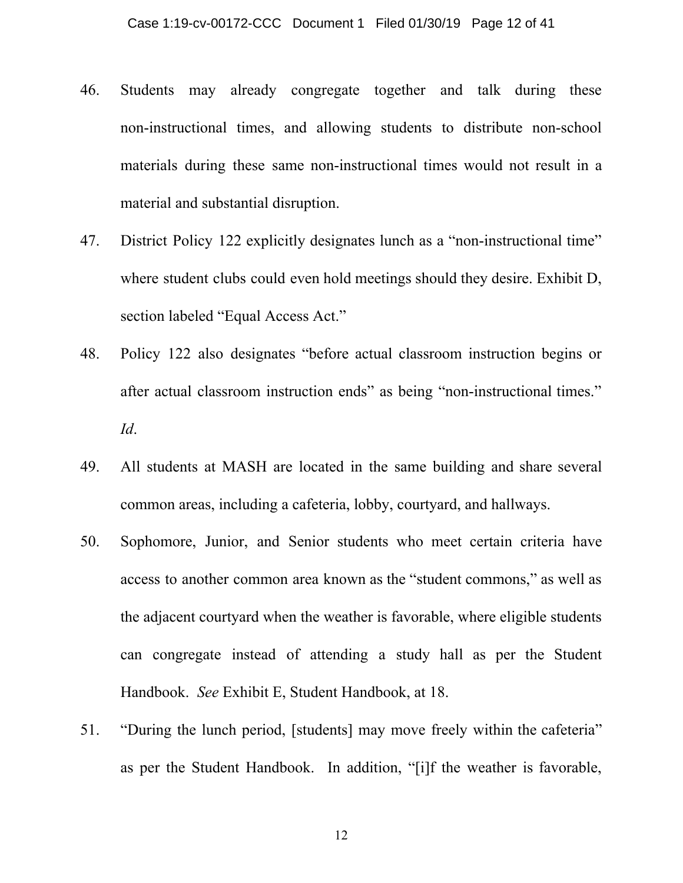46. Students may already congregate together and talk during these non-instructional times, and allowing students to distribute non-school materials during these same non-instructional times would not result in a material and substantial disruption.

47. District Policy 122 explicitly designates lunch as a "non-instructional time" where student clubs could even hold meetings should they desire. Exhibit D, section labeled "Equal Access Act."

48. Policy 122 also designates "before actual classroom instruction begins or after actual classroom instruction ends" as being "non-instructional times." *Id*.

49. All students at MASH are located in the same building and share several common areas, including a cafeteria, lobby, courtyard, and hallways.

50. Sophomore, Junior, and Senior students who meet certain criteria have access to another common area known as the "student commons," as well as the adjacent courtyard when the weather is favorable, where eligible students can congregate instead of attending a study hall as per the Student Handbook. *See* Exhibit E, Student Handbook, at 18.

51. "During the lunch period, [students] may move freely within the cafeteria" as per the Student Handbook. In addition, "[i]f the weather is favorable,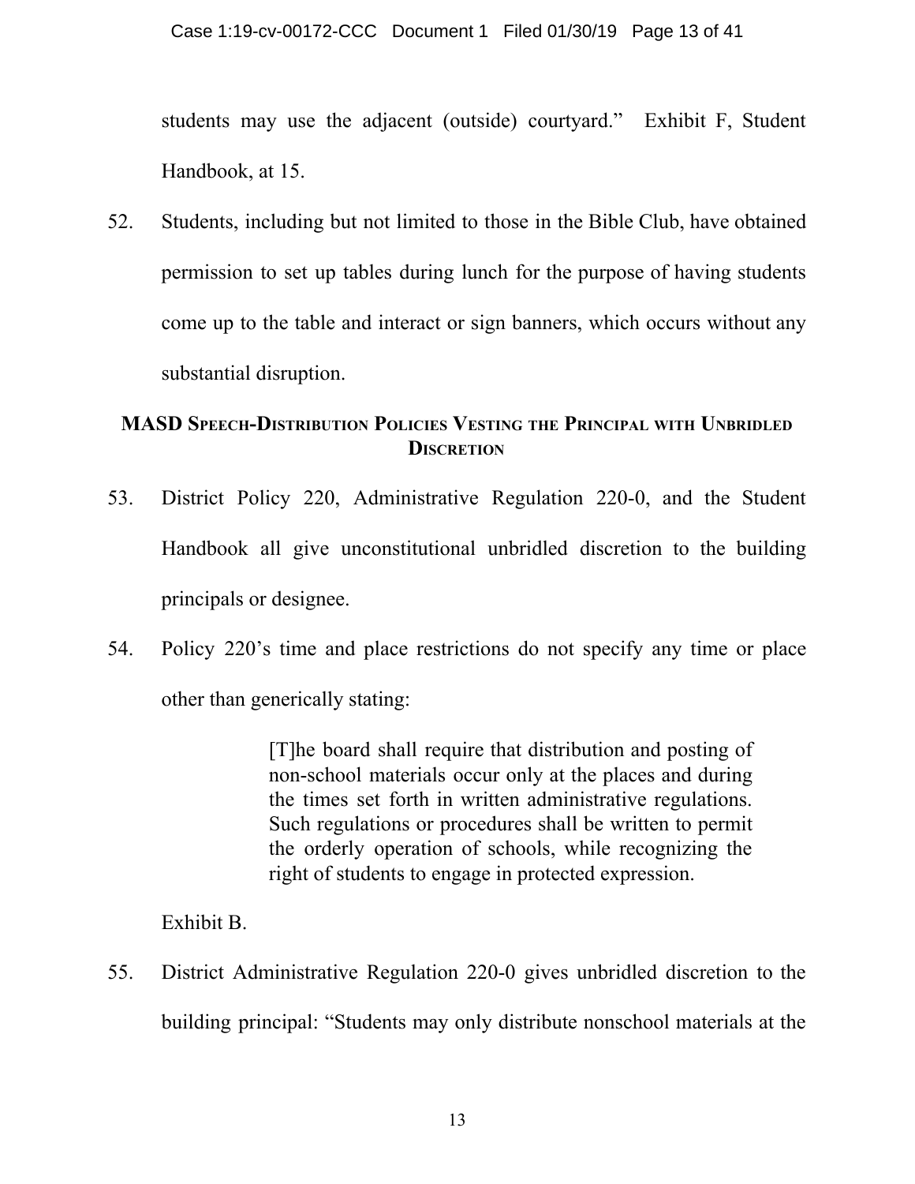students may use the adjacent (outside) courtyard." Exhibit F, Student Handbook, at 15.

52. Students, including but not limited to those in the Bible Club, have obtained permission to set up tables during lunch for the purpose of having students come up to the table and interact or sign banners, which occurs without any substantial disruption.

## MASD Speech-Distribution Policies Vesting the Principal with Unbridled Discretion

53. District Policy 220, Administrative Regulation 220-0, and the Student Handbook all give unconstitutional unbridled discretion to the building principals or designee.

54. Policy 220's time and place restrictions do not specify any time or place other than generically stating:

> [T]he board shall require that distribution and posting of non-school materials occur only at the places and during the times set forth in written administrative regulations. Such regulations or procedures shall be written to permit the orderly operation of schools, while recognizing the right of students to engage in protected expression.

Exhibit B.

55. District Administrative Regulation 220-0 gives unbridled discretion to the building principal: "Students may only distribute nonschool materials at the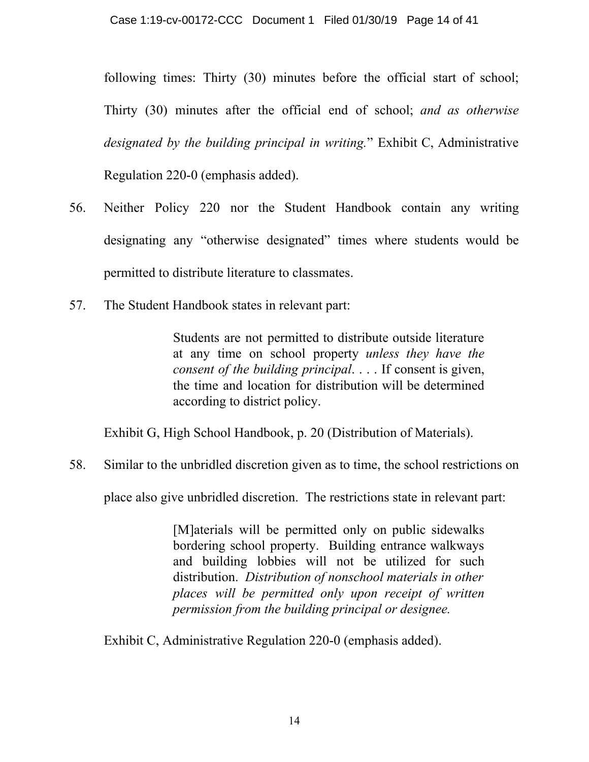following times: Thirty (30) minutes before the official start of school; Thirty (30) minutes after the official end of school; *and as otherwise designated by the building principal in writing.*" Exhibit C, Administrative Regulation 220-0 (emphasis added).

56. Neither Policy 220 nor the Student Handbook contain any writing designating any "otherwise designated" times where students would be permitted to distribute literature to classmates.

57. The Student Handbook states in relevant part:

> Students are not permitted to distribute outside literature at any time on school property *unless they have the consent of the building principal*. . . . If consent is given, the time and location for distribution will be determined according to district policy.

Exhibit G, High School Handbook, p. 20 (Distribution of Materials).

58. Similar to the unbridled discretion given as to time, the school restrictions on place also give unbridled discretion. The restrictions state in relevant part:

> [M]aterials will be permitted only on public sidewalks bordering school property. Building entrance walkways and building lobbies will not be utilized for such distribution. *Distribution of nonschool materials in other places will be permitted only upon receipt of written permission from the building principal or designee.*

Exhibit C, Administrative Regulation 220-0 (emphasis added).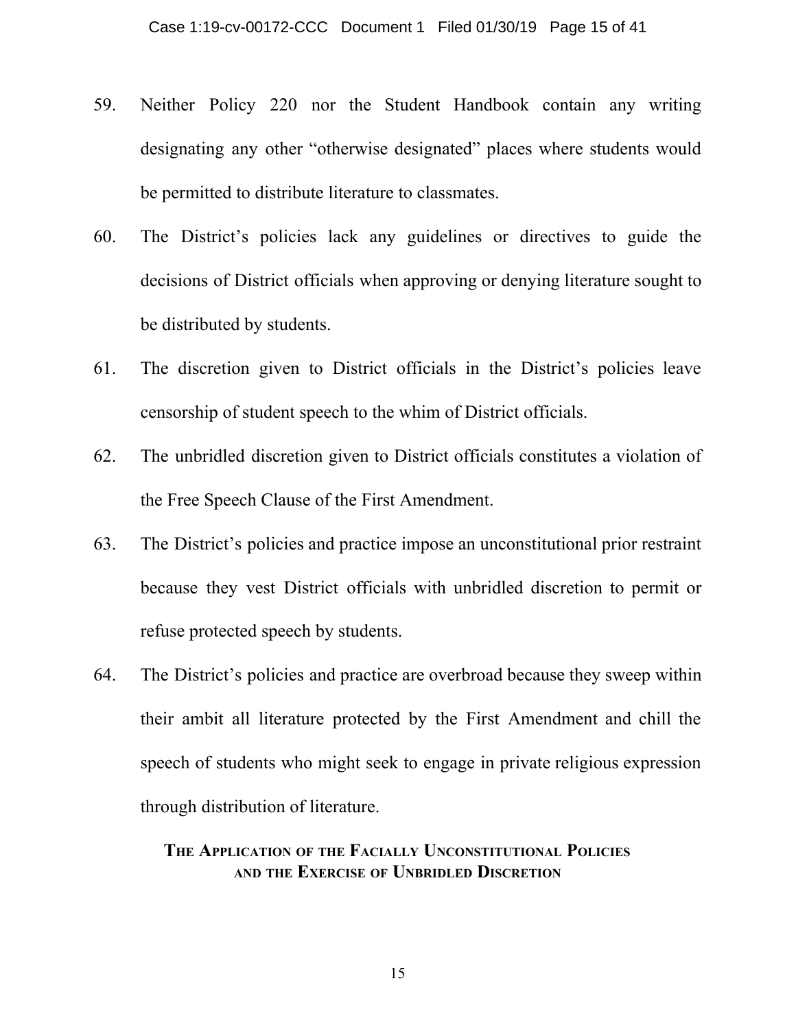59. Neither Policy 220 nor the Student Handbook contain any writing designating any other "otherwise designated" places where students would be permitted to distribute literature to classmates.

60. The District's policies lack any guidelines or directives to guide the decisions of District officials when approving or denying literature sought to be distributed by students.

61. The discretion given to District officials in the District's policies leave censorship of student speech to the whim of District officials.

62. The unbridled discretion given to District officials constitutes a violation of the Free Speech Clause of the First Amendment.

63. The District's policies and practice impose an unconstitutional prior restraint because they vest District officials with unbridled discretion to permit or refuse protected speech by students.

64. The District's policies and practice are overbroad because they sweep within their ambit all literature protected by the First Amendment and chill the speech of students who might seek to engage in private religious expression through distribution of literature.

## The Application of the Facially Unconstitutional Policies and the Exercise of Unbridled Discretion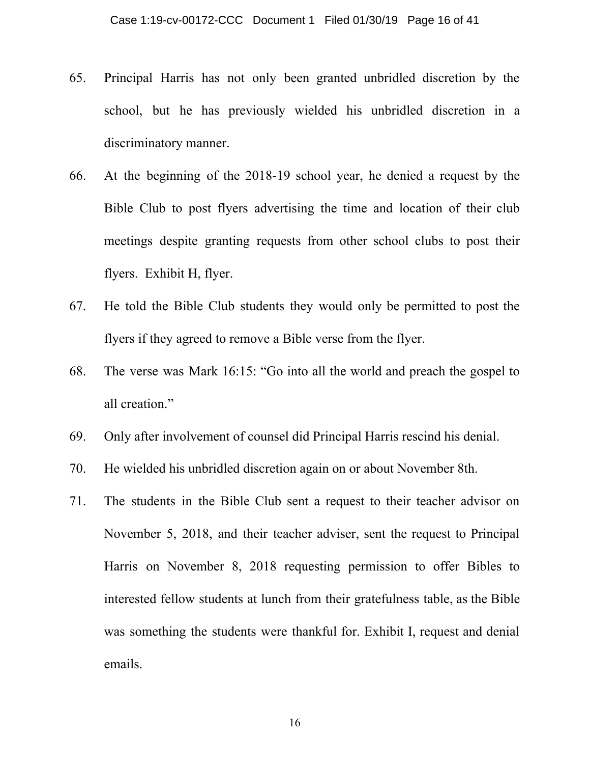65. Principal Harris has not only been granted unbridled discretion by the school, but he has previously wielded his unbridled discretion in a discriminatory manner.

66. At the beginning of the 2018-19 school year, he denied a request by the Bible Club to post flyers advertising the time and location of their club meetings despite granting requests from other school clubs to post their flyers. Exhibit H, flyer.

67. He told the Bible Club students they would only be permitted to post the flyers if they agreed to remove a Bible verse from the flyer.

68. The verse was Mark 16:15: "Go into all the world and preach the gospel to all creation."

69. Only after involvement of counsel did Principal Harris rescind his denial.

70. He wielded his unbridled discretion again on or about November 8th.

71. The students in the Bible Club sent a request to their teacher advisor on November 5, 2018, and their teacher adviser, sent the request to Principal Harris on November 8, 2018 requesting permission to offer Bibles to interested fellow students at lunch from their gratefulness table, as the Bible was something the students were thankful for. Exhibit I, request and denial emails.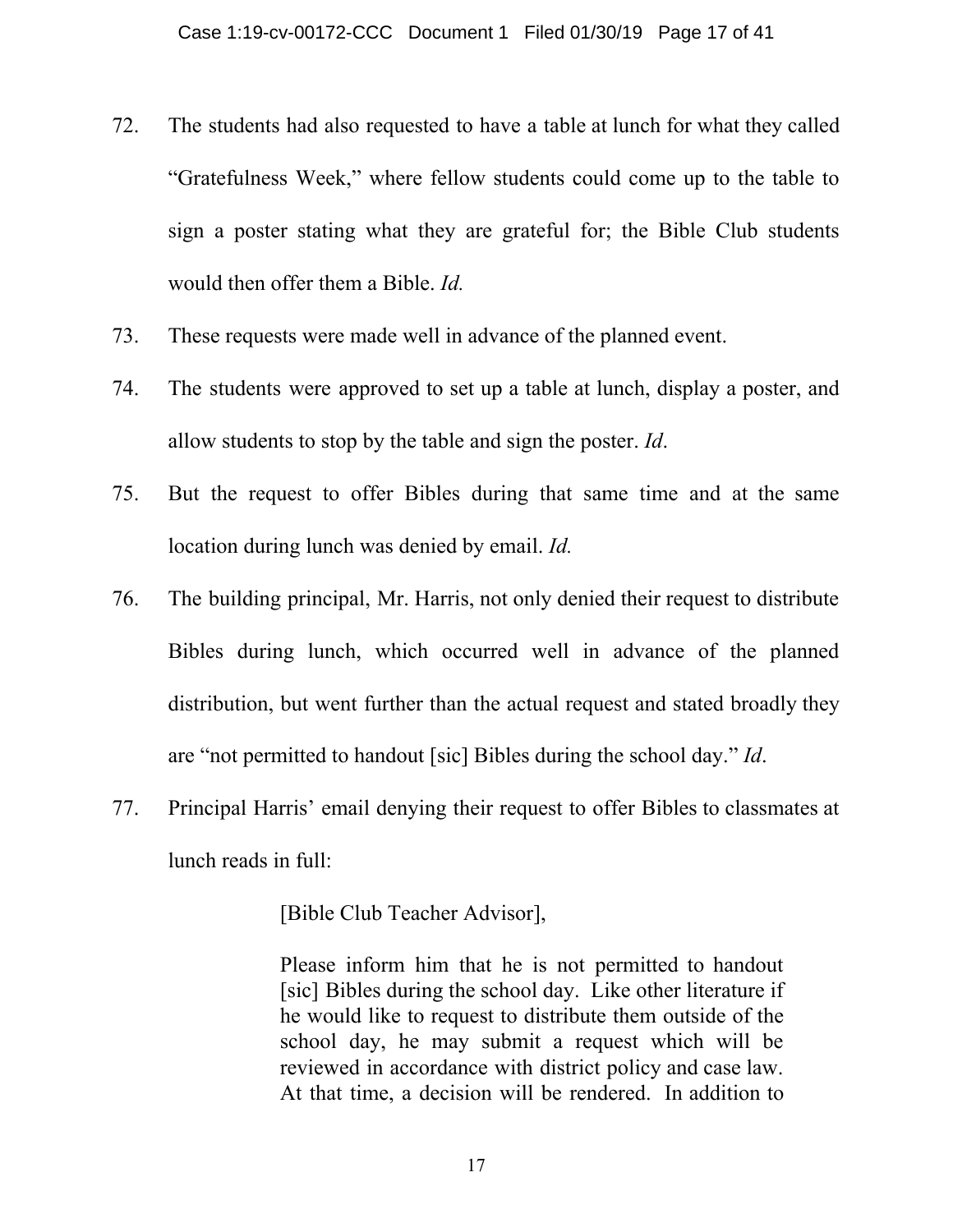72. The students had also requested to have a table at lunch for what they called "Gratefulness Week," where fellow students could come up to the table to sign a poster stating what they are grateful for; the Bible Club students would then offer them a Bible. *Id.*

73. These requests were made well in advance of the planned event.

74. The students were approved to set up a table at lunch, display a poster, and allow students to stop by the table and sign the poster. *Id*.

75. But the request to offer Bibles during that same time and at the same location during lunch was denied by email. *Id.*

76. The building principal, Mr. Harris, not only denied their request to distribute Bibles during lunch, which occurred well in advance of the planned distribution, but went further than the actual request and stated broadly they are "not permitted to handout [sic] Bibles during the school day." *Id*.

77. Principal Harris' email denying their request to offer Bibles to classmates at lunch reads in full:

> [Bible Club Teacher Advisor],
>
> Please inform him that he is not permitted to handout [sic] Bibles during the school day. Like other literature if he would like to request to distribute them outside of the school day, he may submit a request which will be reviewed in accordance with district policy and case law. At that time, a decision will be rendered. In addition to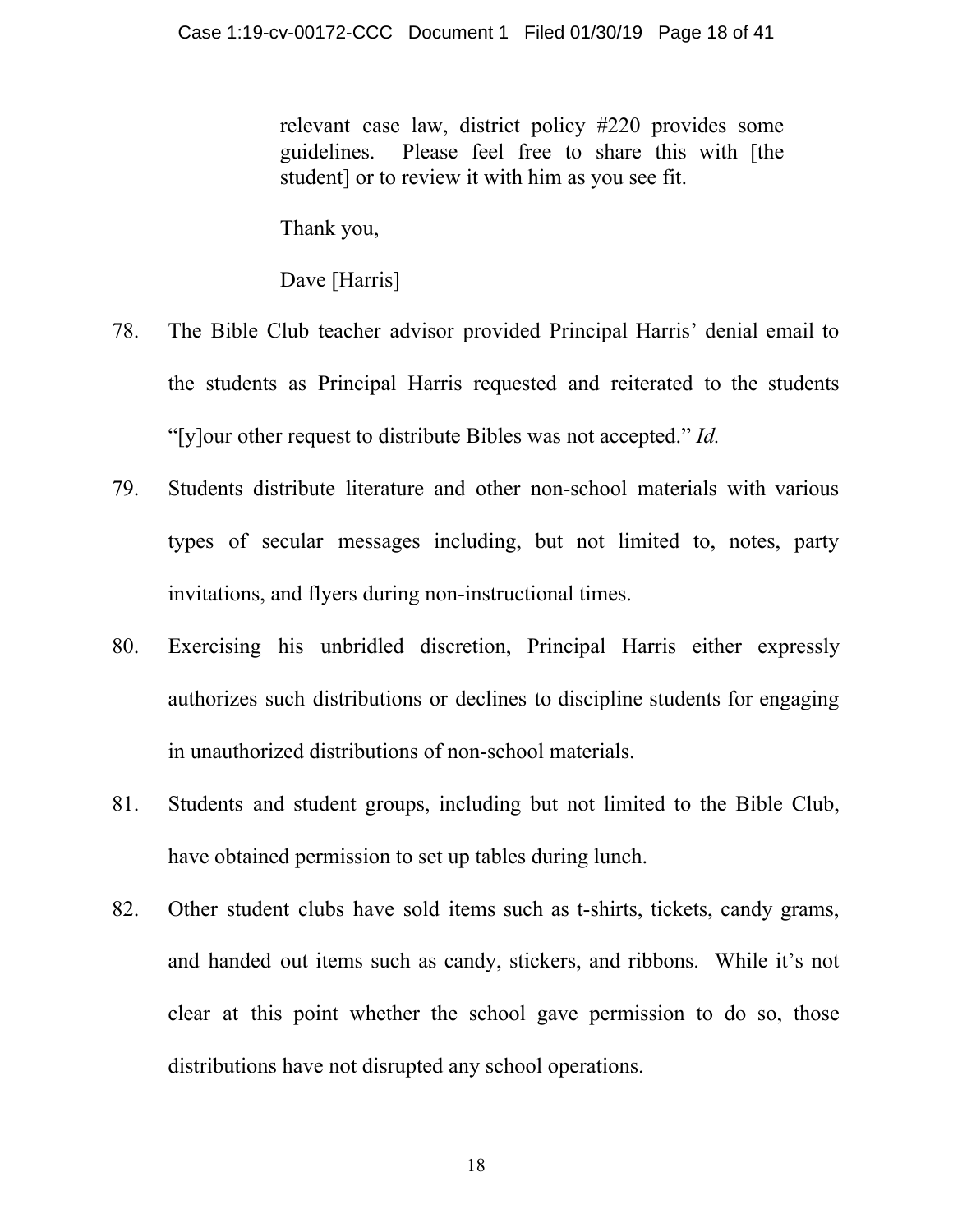> relevant case law, district policy #220 provides some guidelines. Please feel free to share this with [the student] or to review it with him as you see fit.
>
> Thank you,
>
> Dave [Harris]

78. The Bible Club teacher advisor provided Principal Harris' denial email to the students as Principal Harris requested and reiterated to the students "[y]our other request to distribute Bibles was not accepted." *Id.*

79. Students distribute literature and other non-school materials with various types of secular messages including, but not limited to, notes, party invitations, and flyers during non-instructional times.

80. Exercising his unbridled discretion, Principal Harris either expressly authorizes such distributions or declines to discipline students for engaging in unauthorized distributions of non-school materials.

81. Students and student groups, including but not limited to the Bible Club, have obtained permission to set up tables during lunch.

82. Other student clubs have sold items such as t-shirts, tickets, candy grams, and handed out items such as candy, stickers, and ribbons. While it's not clear at this point whether the school gave permission to do so, those distributions have not disrupted any school operations.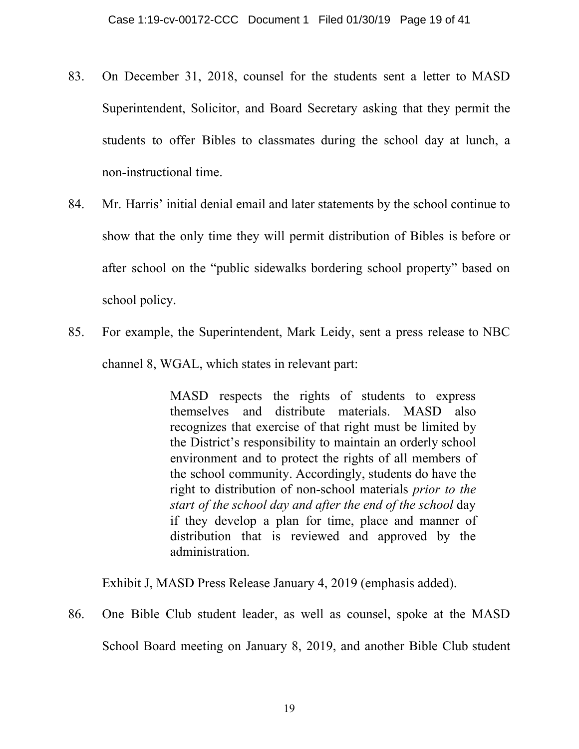83. On December 31, 2018, counsel for the students sent a letter to MASD Superintendent, Solicitor, and Board Secretary asking that they permit the students to offer Bibles to classmates during the school day at lunch, a non-instructional time.

84. Mr. Harris' initial denial email and later statements by the school continue to show that the only time they will permit distribution of Bibles is before or after school on the "public sidewalks bordering school property" based on school policy.

85. For example, the Superintendent, Mark Leidy, sent a press release to NBC channel 8, WGAL, which states in relevant part:

> MASD respects the rights of students to express themselves and distribute materials. MASD also recognizes that exercise of that right must be limited by the District's responsibility to maintain an orderly school environment and to protect the rights of all members of the school community. Accordingly, students do have the right to distribution of non-school materials *prior to the start of the school day and after the end of the school* day if they develop a plan for time, place and manner of distribution that is reviewed and approved by the administration.

Exhibit J, MASD Press Release January 4, 2019 (emphasis added).

86. One Bible Club student leader, as well as counsel, spoke at the MASD School Board meeting on January 8, 2019, and another Bible Club student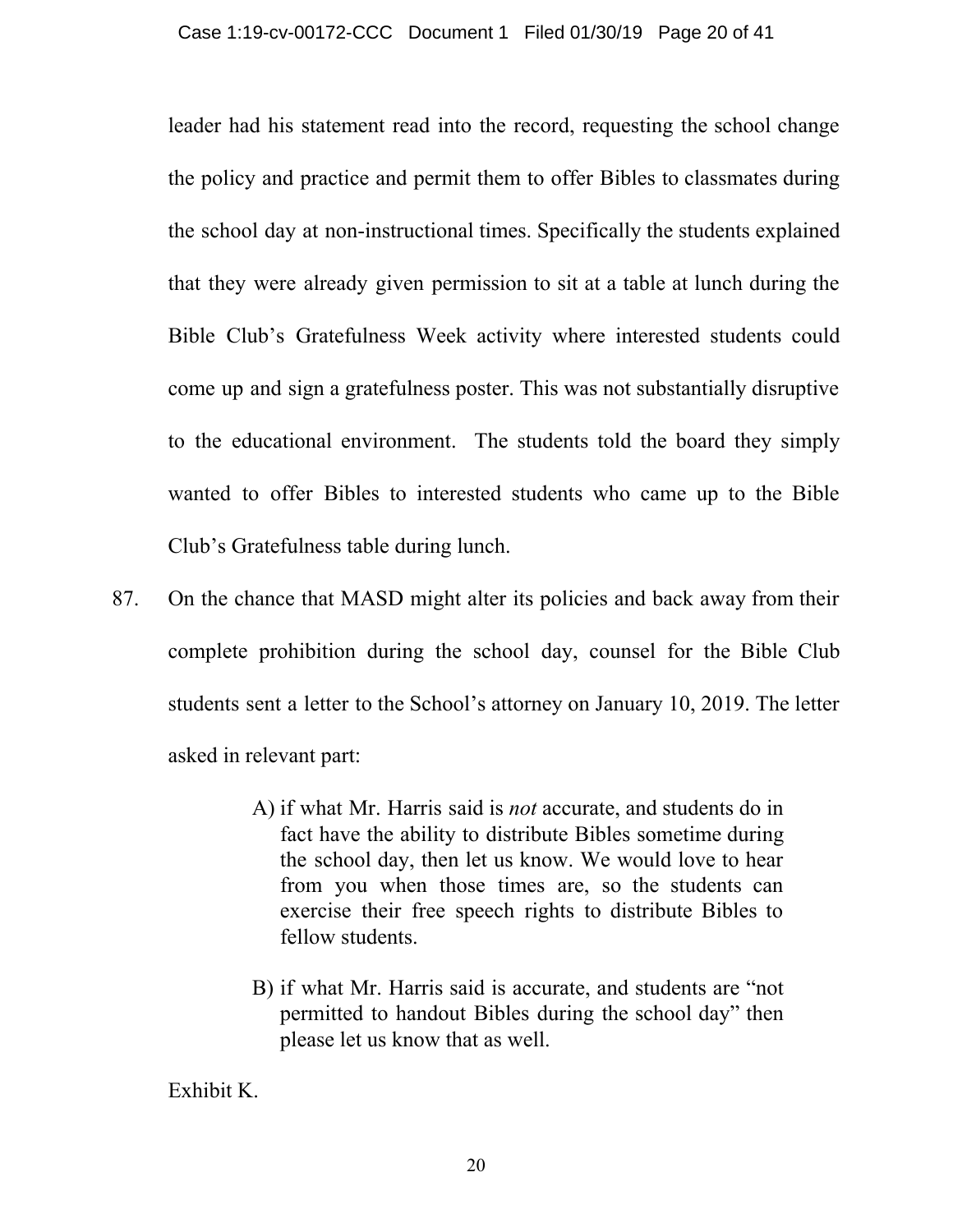leader had his statement read into the record, requesting the school change the policy and practice and permit them to offer Bibles to classmates during the school day at non-instructional times. Specifically the students explained that they were already given permission to sit at a table at lunch during the Bible Club's Gratefulness Week activity where interested students could come up and sign a gratefulness poster. This was not substantially disruptive to the educational environment. The students told the board they simply wanted to offer Bibles to interested students who came up to the Bible Club's Gratefulness table during lunch.

87. On the chance that MASD might alter its policies and back away from their complete prohibition during the school day, counsel for the Bible Club students sent a letter to the School's attorney on January 10, 2019. The letter asked in relevant part:

> A) if what Mr. Harris said is *not* accurate, and students do in fact have the ability to distribute Bibles sometime during the school day, then let us know. We would love to hear from you when those times are, so the students can exercise their free speech rights to distribute Bibles to fellow students.
>
> B) if what Mr. Harris said is accurate, and students are "not permitted to handout Bibles during the school day" then please let us know that as well.

Exhibit K.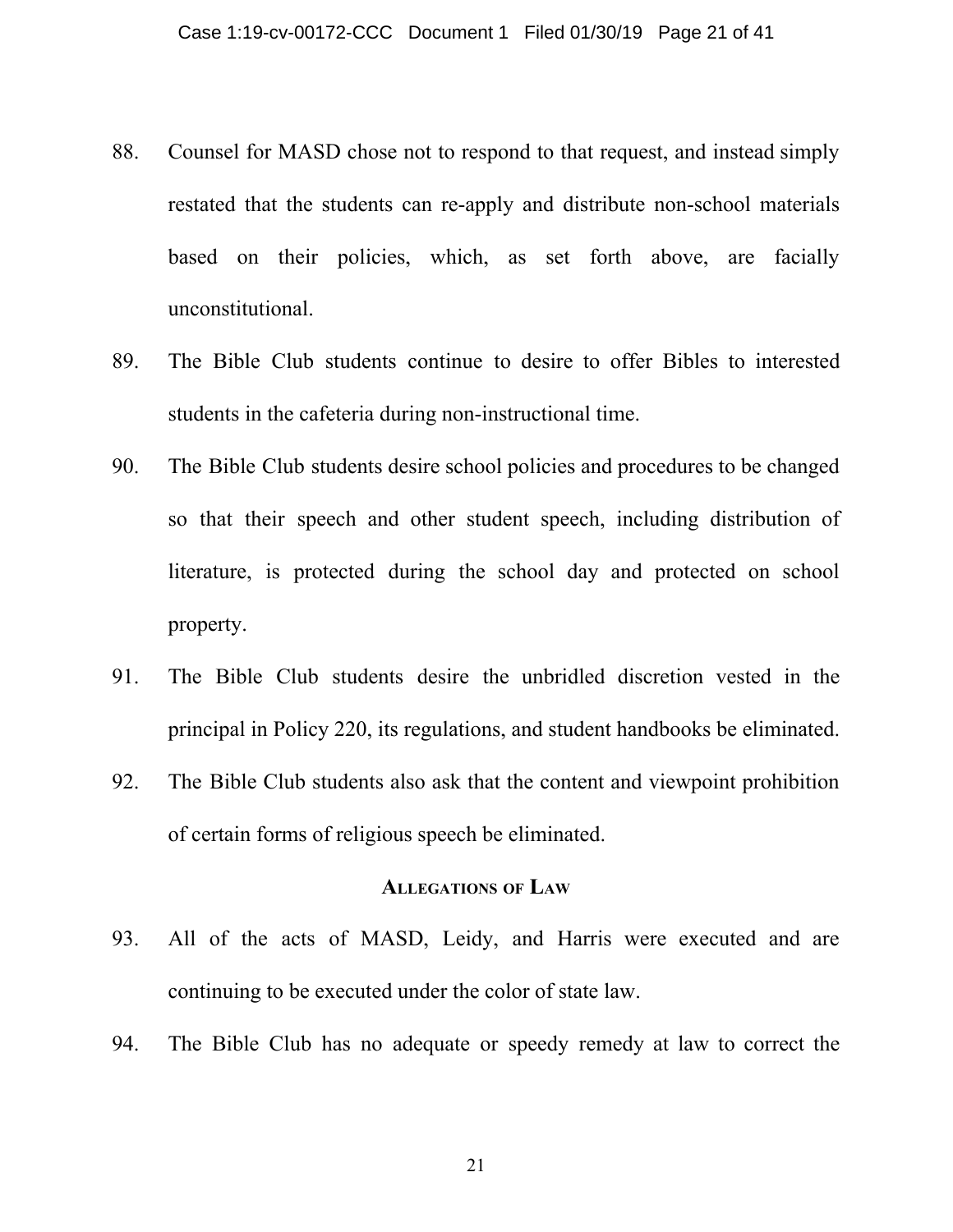88. Counsel for MASD chose not to respond to that request, and instead simply restated that the students can re-apply and distribute non-school materials based on their policies, which, as set forth above, are facially unconstitutional.

89. The Bible Club students continue to desire to offer Bibles to interested students in the cafeteria during non-instructional time.

90. The Bible Club students desire school policies and procedures to be changed so that their speech and other student speech, including distribution of literature, is protected during the school day and protected on school property.

91. The Bible Club students desire the unbridled discretion vested in the principal in Policy 220, its regulations, and student handbooks be eliminated.

92. The Bible Club students also ask that the content and viewpoint prohibition of certain forms of religious speech be eliminated.

## ALLEGATIONS OF LAW

93. All of the acts of MASD, Leidy, and Harris were executed and are continuing to be executed under the color of state law.

94. The Bible Club has no adequate or speedy remedy at law to correct the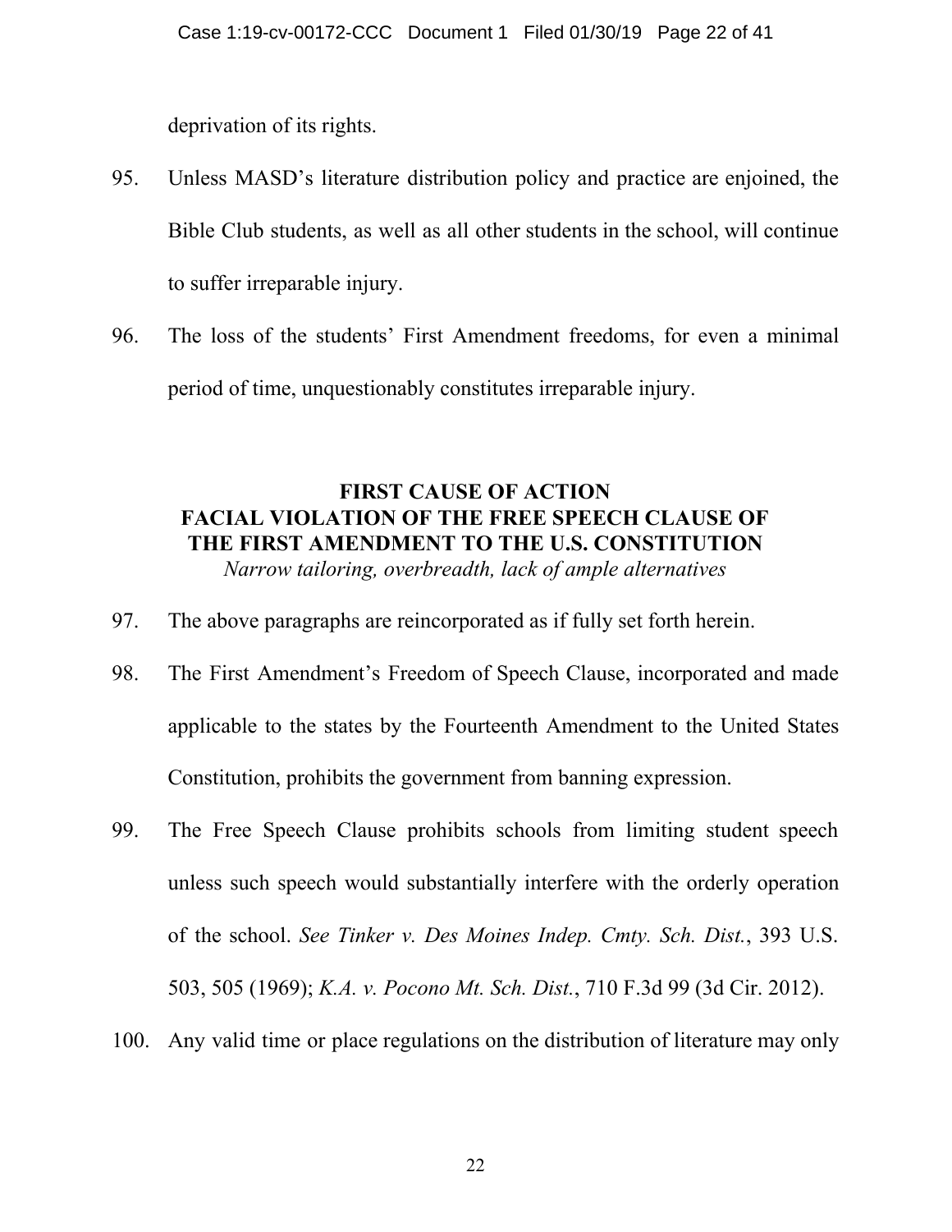deprivation of its rights.

95. Unless MASD's literature distribution policy and practice are enjoined, the Bible Club students, as well as all other students in the school, will continue to suffer irreparable injury.

96. The loss of the students' First Amendment freedoms, for even a minimal period of time, unquestionably constitutes irreparable injury.

## FIRST CAUSE OF ACTION
## FACIAL VIOLATION OF THE FREE SPEECH CLAUSE OF THE FIRST AMENDMENT TO THE U.S. CONSTITUTION

*Narrow tailoring, overbreadth, lack of ample alternatives*

97. The above paragraphs are reincorporated as if fully set forth herein.

98. The First Amendment's Freedom of Speech Clause, incorporated and made applicable to the states by the Fourteenth Amendment to the United States Constitution, prohibits the government from banning expression.

99. The Free Speech Clause prohibits schools from limiting student speech unless such speech would substantially interfere with the orderly operation of the school. *See Tinker v. Des Moines Indep. Cmty. Sch. Dist.*, 393 U.S. 503, 505 (1969); *K.A. v. Pocono Mt. Sch. Dist.*, 710 F.3d 99 (3d Cir. 2012).

100. Any valid time or place regulations on the distribution of literature may only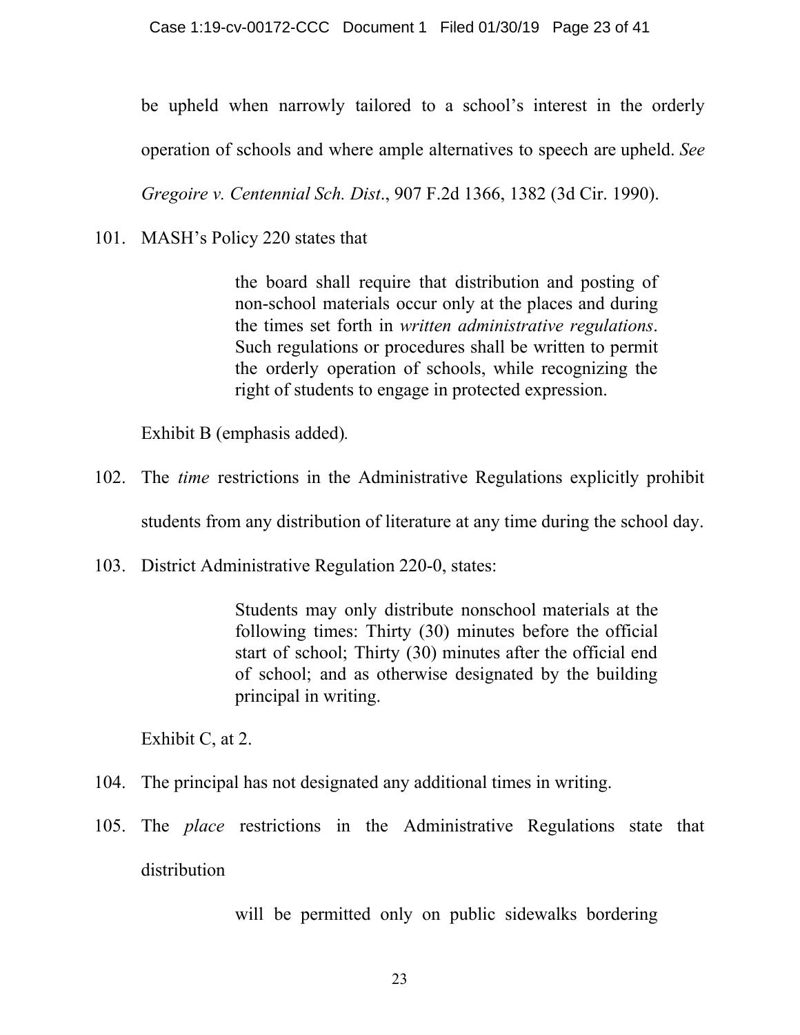be upheld when narrowly tailored to a school's interest in the orderly operation of schools and where ample alternatives to speech are upheld. *See Gregoire v. Centennial Sch. Dist.*, 907 F.2d 1366, 1382 (3d Cir. 1990).

101. MASH's Policy 220 states that

> the board shall require that distribution and posting of non-school materials occur only at the places and during the times set forth in *written administrative regulations*. Such regulations or procedures shall be written to permit the orderly operation of schools, while recognizing the right of students to engage in protected expression.

Exhibit B (emphasis added).

102. The *time* restrictions in the Administrative Regulations explicitly prohibit students from any distribution of literature at any time during the school day.

103. District Administrative Regulation 220-0, states:

> Students may only distribute nonschool materials at the following times: Thirty (30) minutes before the official start of school; Thirty (30) minutes after the official end of school; and as otherwise designated by the building principal in writing.

Exhibit C, at 2.

104. The principal has not designated any additional times in writing.

105. The *place* restrictions in the Administrative Regulations state that distribution

> will be permitted only on public sidewalks bordering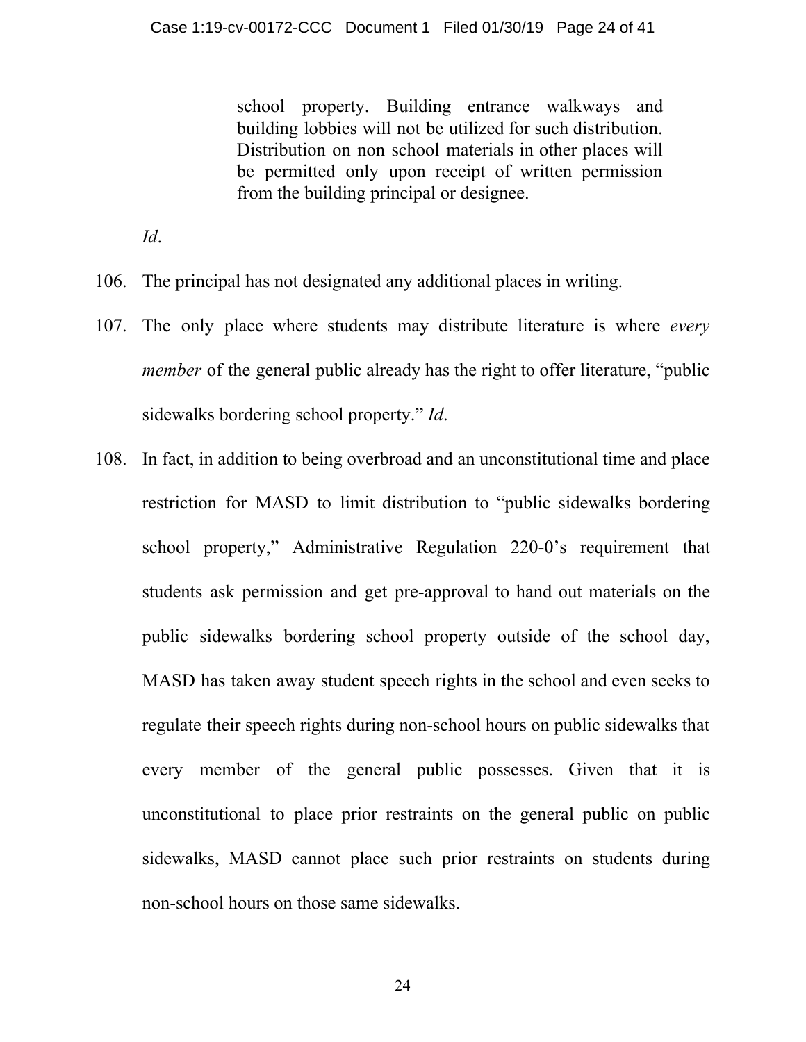> school property. Building entrance walkways and building lobbies will not be utilized for such distribution. Distribution on non school materials in other places will be permitted only upon receipt of written permission from the building principal or designee.

*Id*.

106. The principal has not designated any additional places in writing.

107. The only place where students may distribute literature is where *every member* of the general public already has the right to offer literature, "public sidewalks bordering school property." *Id*.

108. In fact, in addition to being overbroad and an unconstitutional time and place restriction for MASD to limit distribution to "public sidewalks bordering school property," Administrative Regulation 220-0's requirement that students ask permission and get pre-approval to hand out materials on the public sidewalks bordering school property outside of the school day, MASD has taken away student speech rights in the school and even seeks to regulate their speech rights during non-school hours on public sidewalks that every member of the general public possesses. Given that it is unconstitutional to place prior restraints on the general public on public sidewalks, MASD cannot place such prior restraints on students during non-school hours on those same sidewalks.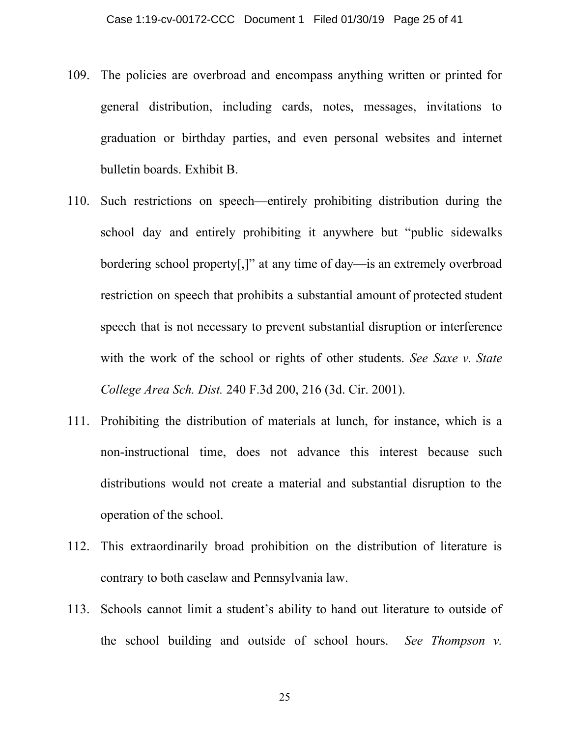109. The policies are overbroad and encompass anything written or printed for general distribution, including cards, notes, messages, invitations to graduation or birthday parties, and even personal websites and internet bulletin boards. Exhibit B.

110. Such restrictions on speech—entirely prohibiting distribution during the school day and entirely prohibiting it anywhere but "public sidewalks bordering school property[,]" at any time of day—is an extremely overbroad restriction on speech that prohibits a substantial amount of protected student speech that is not necessary to prevent substantial disruption or interference with the work of the school or rights of other students. *See Saxe v. State College Area Sch. Dist.* 240 F.3d 200, 216 (3d. Cir. 2001).

111. Prohibiting the distribution of materials at lunch, for instance, which is a non-instructional time, does not advance this interest because such distributions would not create a material and substantial disruption to the operation of the school.

112. This extraordinarily broad prohibition on the distribution of literature is contrary to both caselaw and Pennsylvania law.

113. Schools cannot limit a student's ability to hand out literature to outside of the school building and outside of school hours. *See Thompson v.*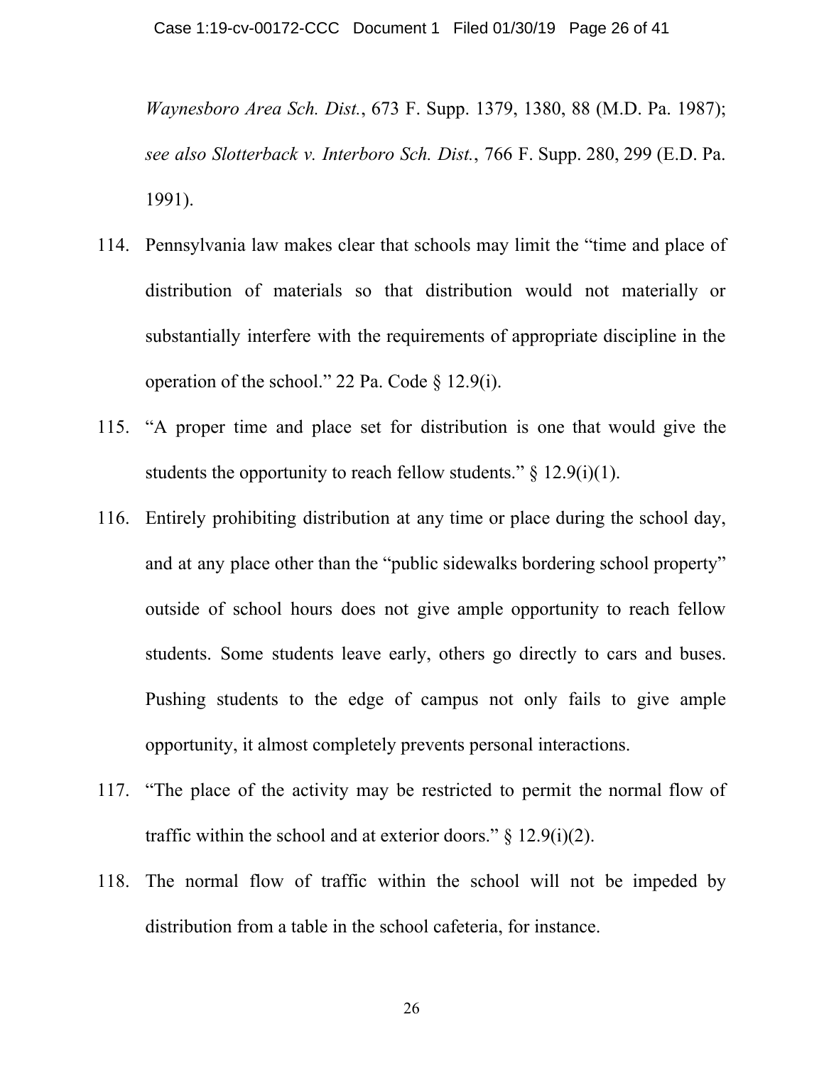*Waynesboro Area Sch. Dist.*, 673 F. Supp. 1379, 1380, 88 (M.D. Pa. 1987); *see also Slotterback v. Interboro Sch. Dist.*, 766 F. Supp. 280, 299 (E.D. Pa. 1991).

114. Pennsylvania law makes clear that schools may limit the "time and place of distribution of materials so that distribution would not materially or substantially interfere with the requirements of appropriate discipline in the operation of the school." 22 Pa. Code § 12.9(i).

115. "A proper time and place set for distribution is one that would give the students the opportunity to reach fellow students." § 12.9(i)(1).

116. Entirely prohibiting distribution at any time or place during the school day, and at any place other than the "public sidewalks bordering school property" outside of school hours does not give ample opportunity to reach fellow students. Some students leave early, others go directly to cars and buses. Pushing students to the edge of campus not only fails to give ample opportunity, it almost completely prevents personal interactions.

117. "The place of the activity may be restricted to permit the normal flow of traffic within the school and at exterior doors." § 12.9(i)(2).

118. The normal flow of traffic within the school will not be impeded by distribution from a table in the school cafeteria, for instance.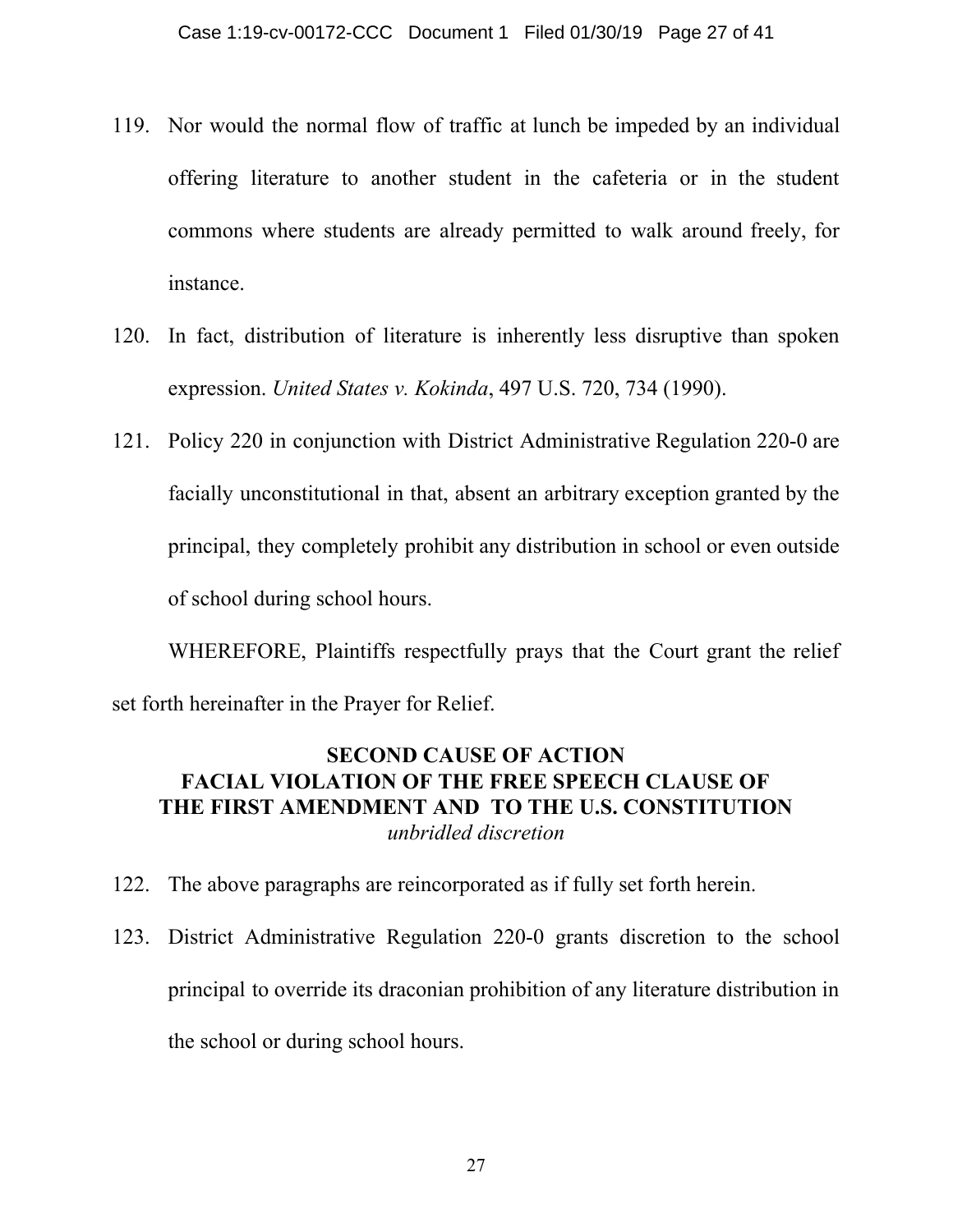119. Nor would the normal flow of traffic at lunch be impeded by an individual offering literature to another student in the cafeteria or in the student commons where students are already permitted to walk around freely, for instance.

120. In fact, distribution of literature is inherently less disruptive than spoken expression. *United States v. Kokinda*, 497 U.S. 720, 734 (1990).

121. Policy 220 in conjunction with District Administrative Regulation 220-0 are facially unconstitutional in that, absent an arbitrary exception granted by the principal, they completely prohibit any distribution in school or even outside of school during school hours.

WHEREFORE, Plaintiffs respectfully prays that the Court grant the relief set forth hereinafter in the Prayer for Relief.

## SECOND CAUSE OF ACTION
## FACIAL VIOLATION OF THE FREE SPEECH CLAUSE OF THE FIRST AMENDMENT AND TO THE U.S. CONSTITUTION
*unbridled discretion*

122. The above paragraphs are reincorporated as if fully set forth herein.

123. District Administrative Regulation 220-0 grants discretion to the school principal to override its draconian prohibition of any literature distribution in the school or during school hours.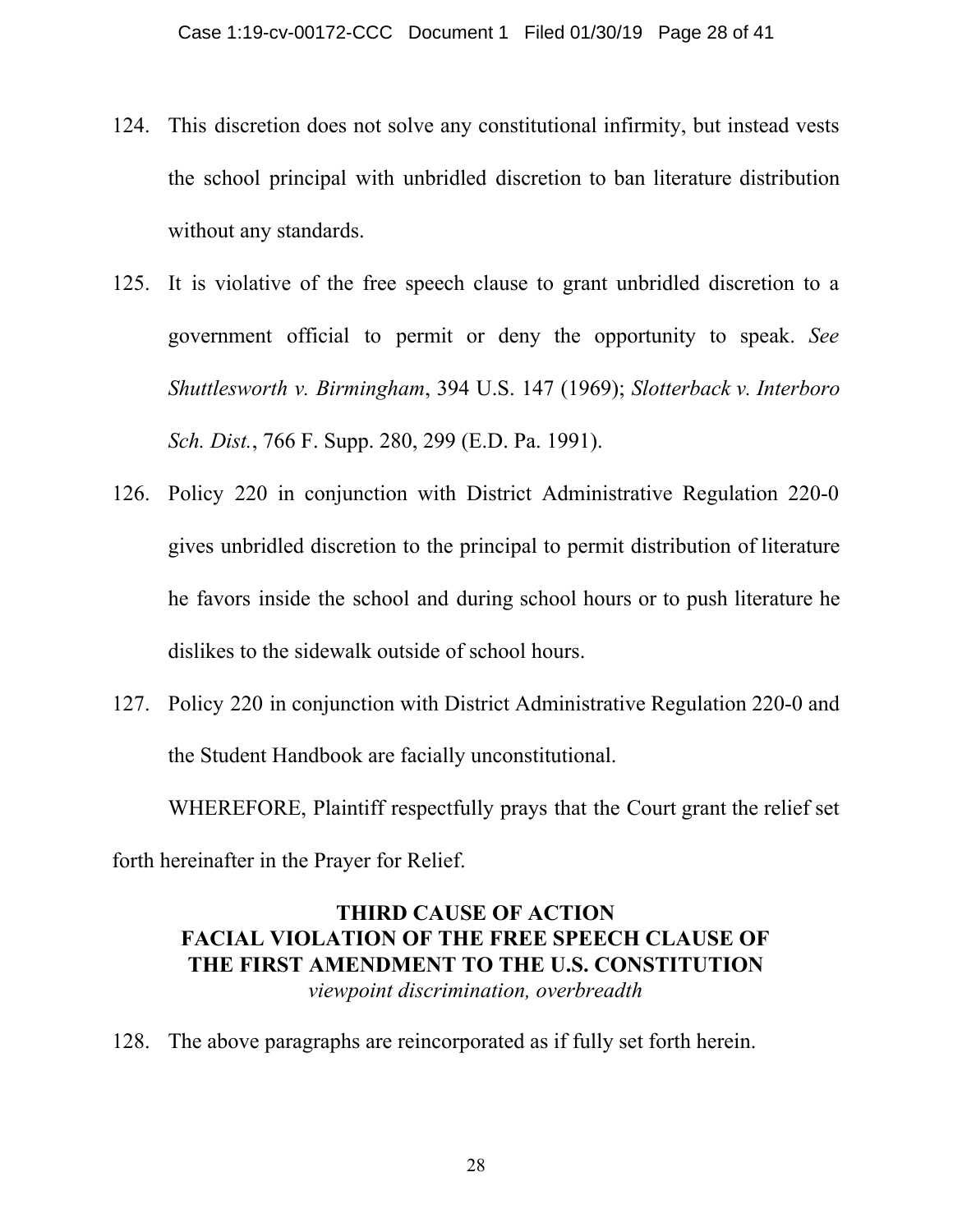124. This discretion does not solve any constitutional infirmity, but instead vests the school principal with unbridled discretion to ban literature distribution without any standards.

125. It is violative of the free speech clause to grant unbridled discretion to a government official to permit or deny the opportunity to speak. *See Shuttlesworth v. Birmingham*, 394 U.S. 147 (1969); *Slotterback v. Interboro Sch. Dist.*, 766 F. Supp. 280, 299 (E.D. Pa. 1991).

126. Policy 220 in conjunction with District Administrative Regulation 220-0 gives unbridled discretion to the principal to permit distribution of literature he favors inside the school and during school hours or to push literature he dislikes to the sidewalk outside of school hours.

127. Policy 220 in conjunction with District Administrative Regulation 220-0 and the Student Handbook are facially unconstitutional.

WHEREFORE, Plaintiff respectfully prays that the Court grant the relief set forth hereinafter in the Prayer for Relief.

## THIRD CAUSE OF ACTION
## FACIAL VIOLATION OF THE FREE SPEECH CLAUSE OF THE FIRST AMENDMENT TO THE U.S. CONSTITUTION

*viewpoint discrimination, overbreadth*

128. The above paragraphs are reincorporated as if fully set forth herein.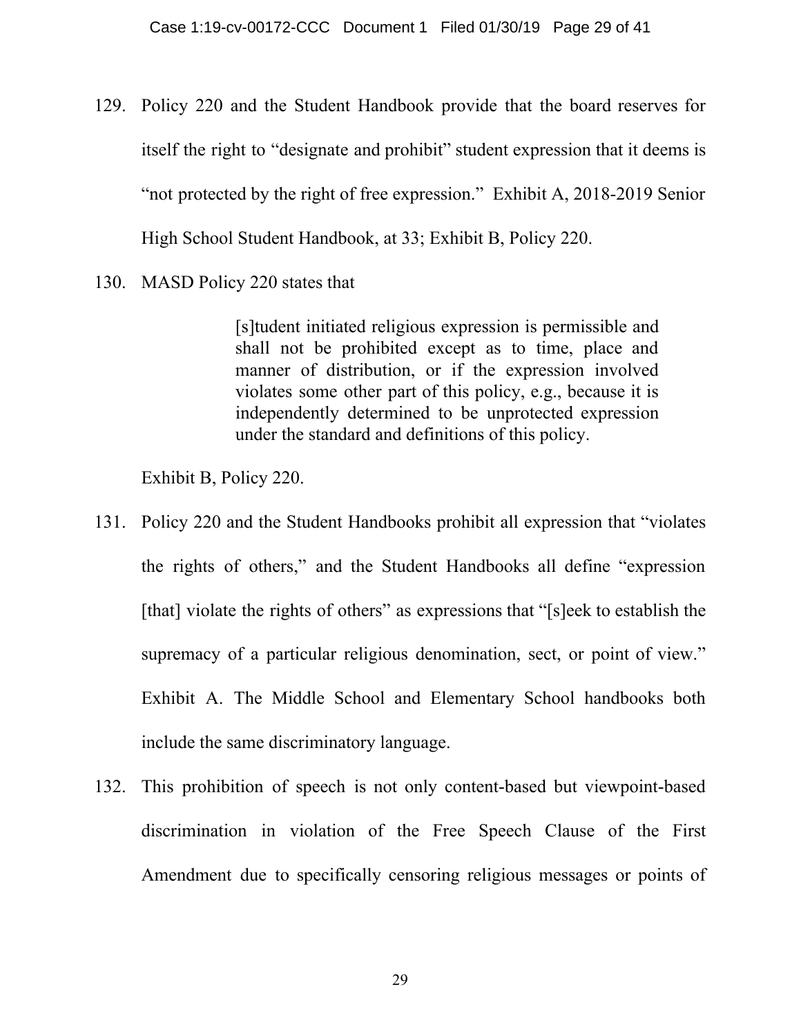129. Policy 220 and the Student Handbook provide that the board reserves for itself the right to "designate and prohibit" student expression that it deems is "not protected by the right of free expression." Exhibit A, 2018-2019 Senior High School Student Handbook, at 33; Exhibit B, Policy 220.

130. MASD Policy 220 states that

> [s]tudent initiated religious expression is permissible and shall not be prohibited except as to time, place and manner of distribution, or if the expression involved violates some other part of this policy, e.g., because it is independently determined to be unprotected expression under the standard and definitions of this policy.

Exhibit B, Policy 220.

131. Policy 220 and the Student Handbooks prohibit all expression that "violates the rights of others," and the Student Handbooks all define "expression [that] violate the rights of others" as expressions that "[s]eek to establish the supremacy of a particular religious denomination, sect, or point of view." Exhibit A. The Middle School and Elementary School handbooks both include the same discriminatory language.

132. This prohibition of speech is not only content-based but viewpoint-based discrimination in violation of the Free Speech Clause of the First Amendment due to specifically censoring religious messages or points of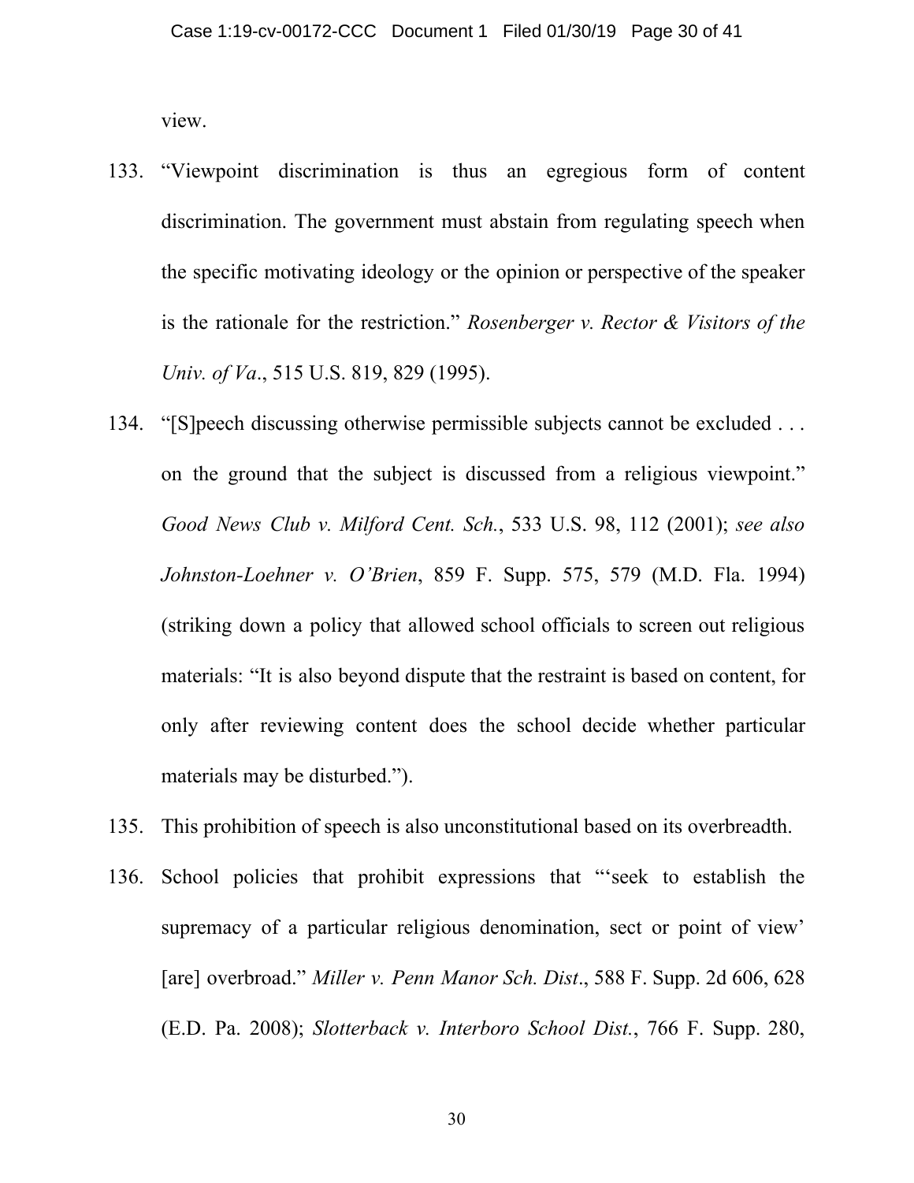view.

133. "Viewpoint discrimination is thus an egregious form of content discrimination. The government must abstain from regulating speech when the specific motivating ideology or the opinion or perspective of the speaker is the rationale for the restriction." *Rosenberger v. Rector & Visitors of the Univ. of Va*., 515 U.S. 819, 829 (1995).

134. "[S]peech discussing otherwise permissible subjects cannot be excluded . . . on the ground that the subject is discussed from a religious viewpoint." *Good News Club v. Milford Cent. Sch.*, 533 U.S. 98, 112 (2001); *see also Johnston-Loehner v. O'Brien*, 859 F. Supp. 575, 579 (M.D. Fla. 1994) (striking down a policy that allowed school officials to screen out religious materials: "It is also beyond dispute that the restraint is based on content, for only after reviewing content does the school decide whether particular materials may be disturbed.").

135. This prohibition of speech is also unconstitutional based on its overbreadth.

136. School policies that prohibit expressions that "'seek to establish the supremacy of a particular religious denomination, sect or point of view' [are] overbroad." *Miller v. Penn Manor Sch. Dist*., 588 F. Supp. 2d 606, 628 (E.D. Pa. 2008); *Slotterback v. Interboro School Dist.*, 766 F. Supp. 280,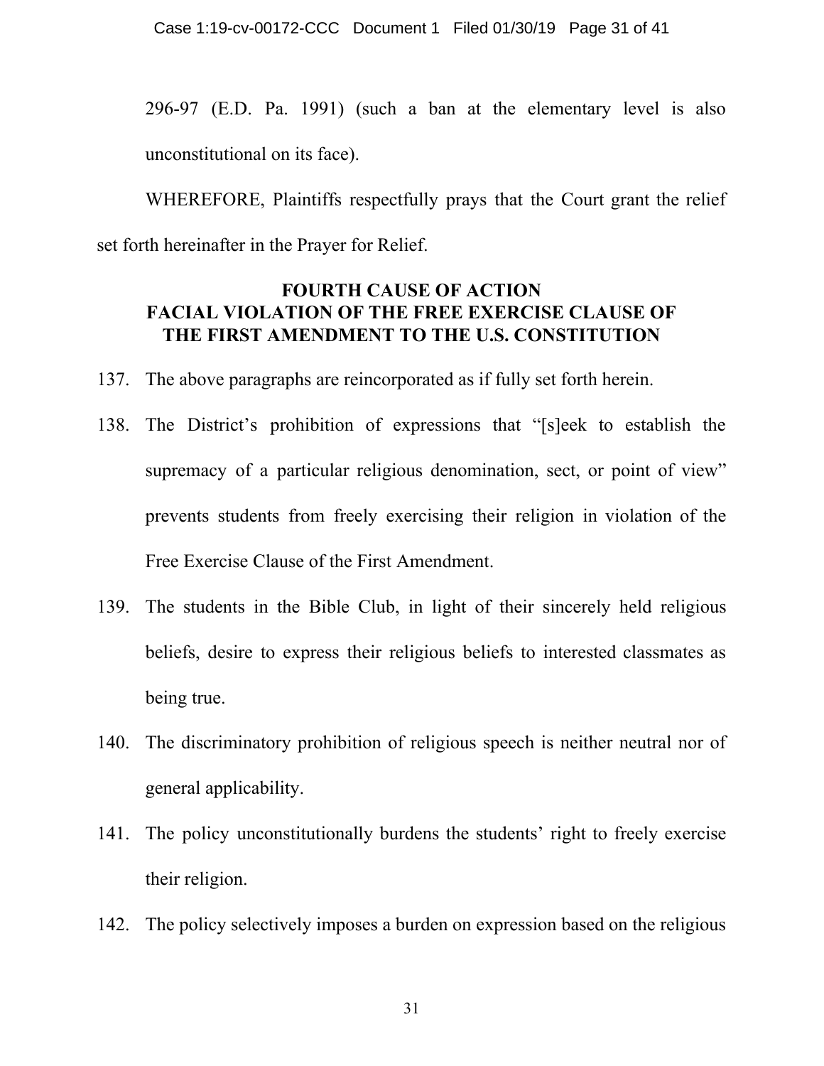296-97 (E.D. Pa. 1991) (such a ban at the elementary level is also unconstitutional on its face).

WHEREFORE, Plaintiffs respectfully prays that the Court grant the relief set forth hereinafter in the Prayer for Relief.

## FOURTH CAUSE OF ACTION
## FACIAL VIOLATION OF THE FREE EXERCISE CLAUSE OF THE FIRST AMENDMENT TO THE U.S. CONSTITUTION

137. The above paragraphs are reincorporated as if fully set forth herein.

138. The District's prohibition of expressions that "[s]eek to establish the supremacy of a particular religious denomination, sect, or point of view" prevents students from freely exercising their religion in violation of the Free Exercise Clause of the First Amendment.

139. The students in the Bible Club, in light of their sincerely held religious beliefs, desire to express their religious beliefs to interested classmates as being true.

140. The discriminatory prohibition of religious speech is neither neutral nor of general applicability.

141. The policy unconstitutionally burdens the students' right to freely exercise their religion.

142. The policy selectively imposes a burden on expression based on the religious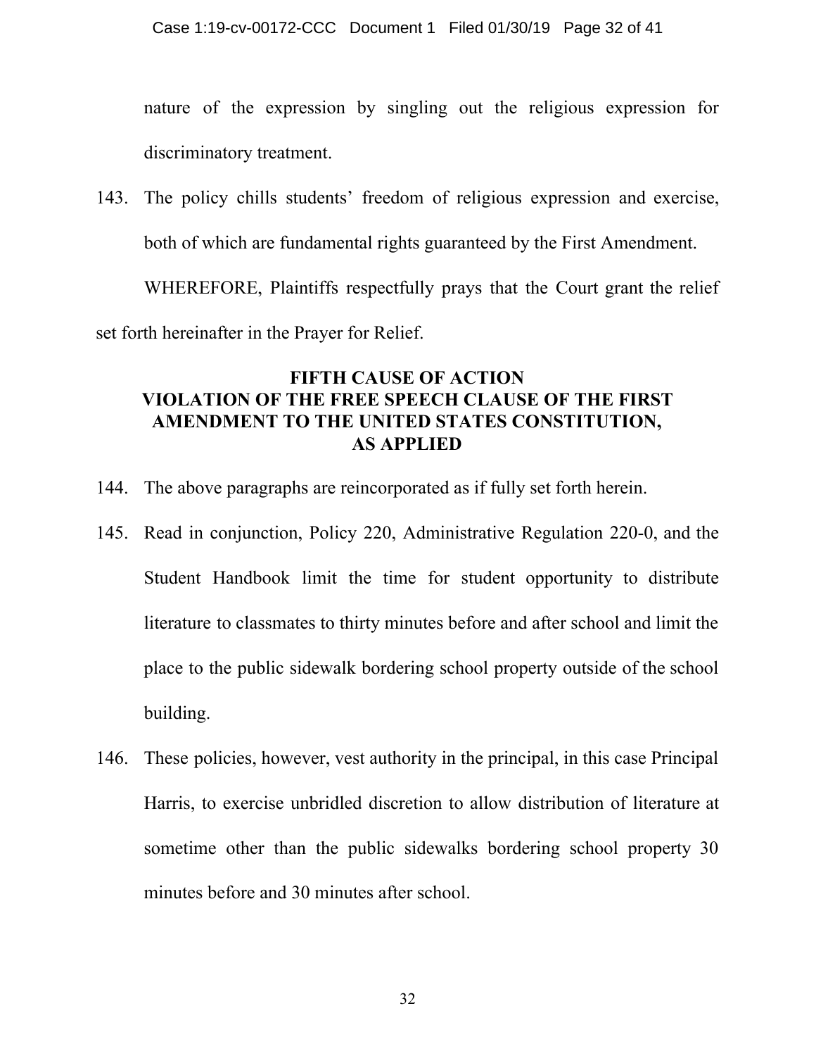nature of the expression by singling out the religious expression for discriminatory treatment.

143. The policy chills students' freedom of religious expression and exercise, both of which are fundamental rights guaranteed by the First Amendment.

WHEREFORE, Plaintiffs respectfully prays that the Court grant the relief set forth hereinafter in the Prayer for Relief.

## FIFTH CAUSE OF ACTION
## VIOLATION OF THE FREE SPEECH CLAUSE OF THE FIRST AMENDMENT TO THE UNITED STATES CONSTITUTION, AS APPLIED

144. The above paragraphs are reincorporated as if fully set forth herein.

145. Read in conjunction, Policy 220, Administrative Regulation 220-0, and the Student Handbook limit the time for student opportunity to distribute literature to classmates to thirty minutes before and after school and limit the place to the public sidewalk bordering school property outside of the school building.

146. These policies, however, vest authority in the principal, in this case Principal Harris, to exercise unbridled discretion to allow distribution of literature at sometime other than the public sidewalks bordering school property 30 minutes before and 30 minutes after school.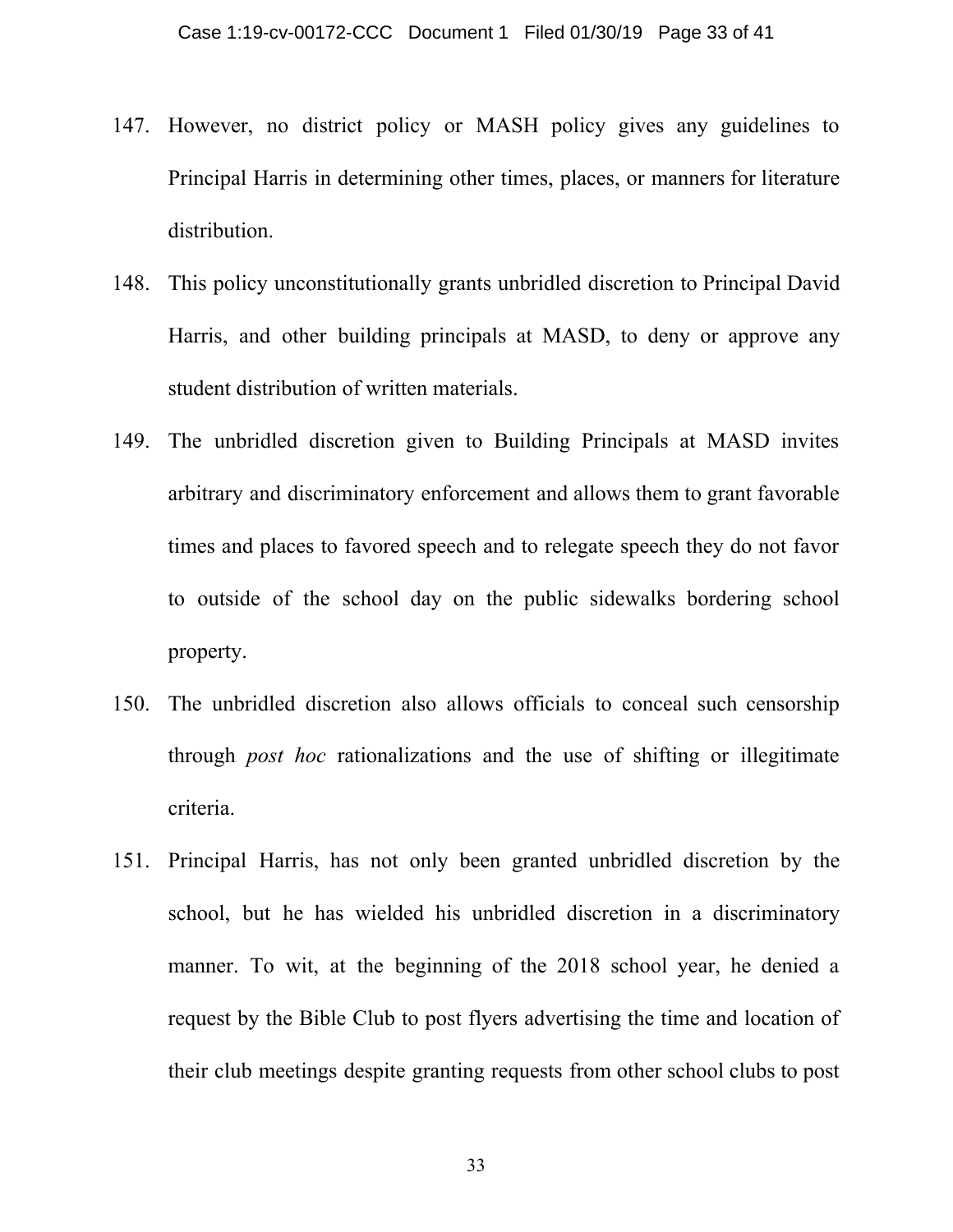147. However, no district policy or MASH policy gives any guidelines to Principal Harris in determining other times, places, or manners for literature distribution.

148. This policy unconstitutionally grants unbridled discretion to Principal David Harris, and other building principals at MASD, to deny or approve any student distribution of written materials.

149. The unbridled discretion given to Building Principals at MASD invites arbitrary and discriminatory enforcement and allows them to grant favorable times and places to favored speech and to relegate speech they do not favor to outside of the school day on the public sidewalks bordering school property.

150. The unbridled discretion also allows officials to conceal such censorship through *post hoc* rationalizations and the use of shifting or illegitimate criteria.

151. Principal Harris, has not only been granted unbridled discretion by the school, but he has wielded his unbridled discretion in a discriminatory manner. To wit, at the beginning of the 2018 school year, he denied a request by the Bible Club to post flyers advertising the time and location of their club meetings despite granting requests from other school clubs to post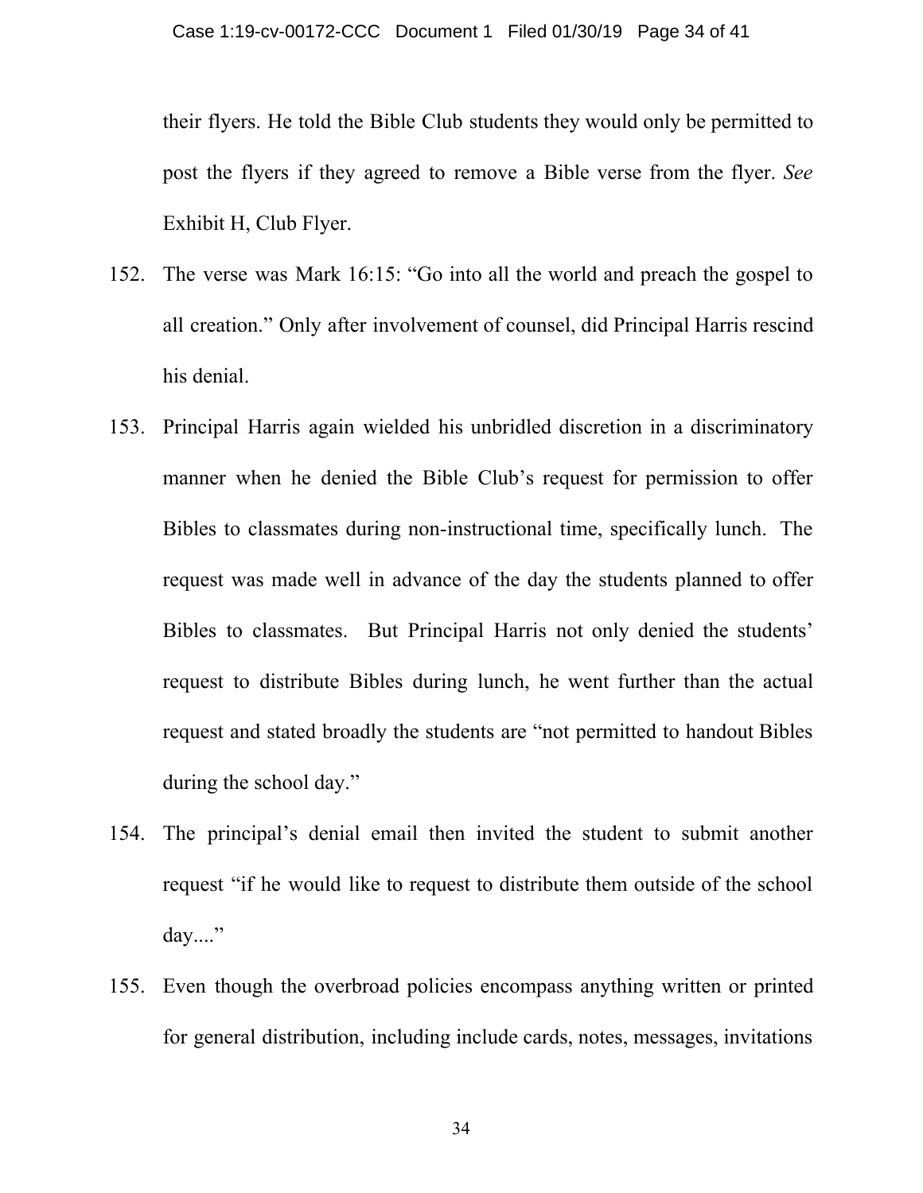their flyers. He told the Bible Club students they would only be permitted to post the flyers if they agreed to remove a Bible verse from the flyer. *See* Exhibit H, Club Flyer.

152. The verse was Mark 16:15: "Go into all the world and preach the gospel to all creation." Only after involvement of counsel, did Principal Harris rescind his denial.

153. Principal Harris again wielded his unbridled discretion in a discriminatory manner when he denied the Bible Club's request for permission to offer Bibles to classmates during non-instructional time, specifically lunch. The request was made well in advance of the day the students planned to offer Bibles to classmates. But Principal Harris not only denied the students' request to distribute Bibles during lunch, he went further than the actual request and stated broadly the students are "not permitted to handout Bibles during the school day."

154. The principal's denial email then invited the student to submit another request "if he would like to request to distribute them outside of the school day...."

155. Even though the overbroad policies encompass anything written or printed for general distribution, including include cards, notes, messages, invitations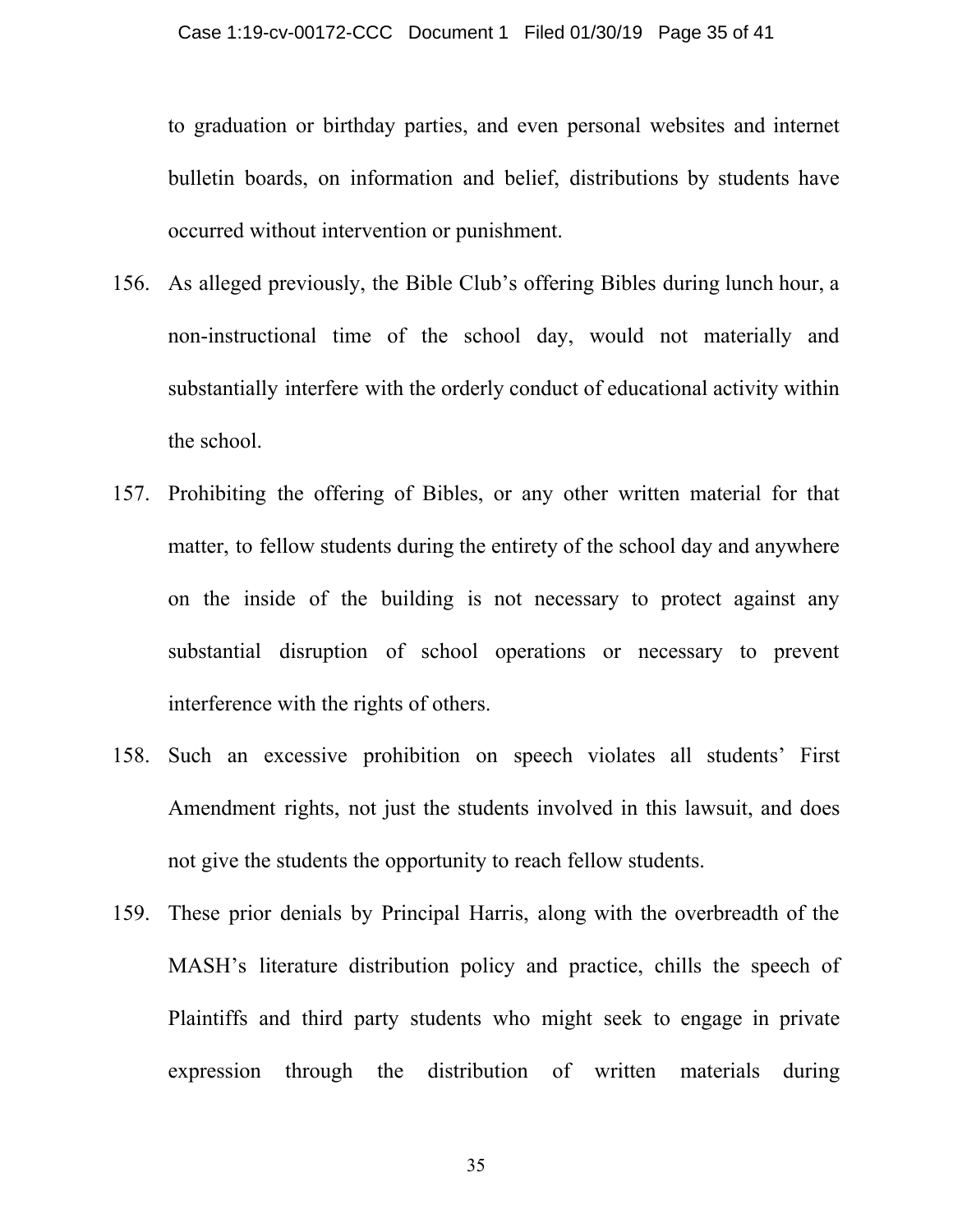to graduation or birthday parties, and even personal websites and internet bulletin boards, on information and belief, distributions by students have occurred without intervention or punishment.

156. As alleged previously, the Bible Club's offering Bibles during lunch hour, a non-instructional time of the school day, would not materially and substantially interfere with the orderly conduct of educational activity within the school.

157. Prohibiting the offering of Bibles, or any other written material for that matter, to fellow students during the entirety of the school day and anywhere on the inside of the building is not necessary to protect against any substantial disruption of school operations or necessary to prevent interference with the rights of others.

158. Such an excessive prohibition on speech violates all students' First Amendment rights, not just the students involved in this lawsuit, and does not give the students the opportunity to reach fellow students.

159. These prior denials by Principal Harris, along with the overbreadth of the MASH's literature distribution policy and practice, chills the speech of Plaintiffs and third party students who might seek to engage in private expression through the distribution of written materials during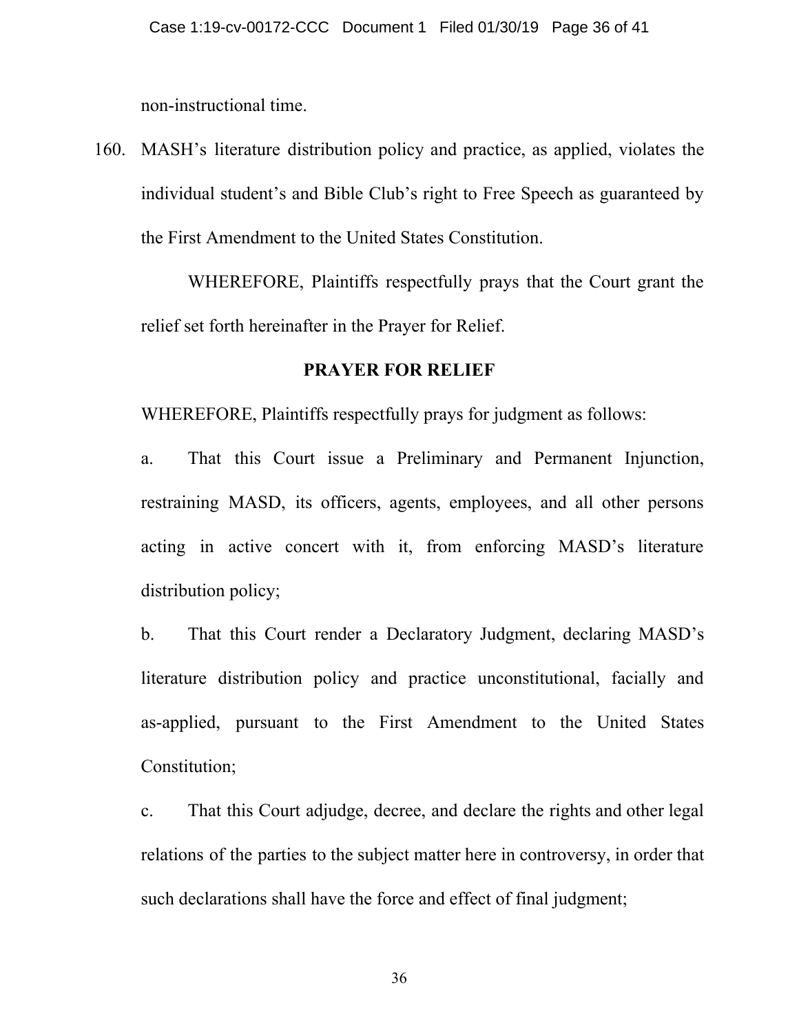non-instructional time.

160. MASH's literature distribution policy and practice, as applied, violates the individual student's and Bible Club's right to Free Speech as guaranteed by the First Amendment to the United States Constitution.

WHEREFORE, Plaintiffs respectfully prays that the Court grant the relief set forth hereinafter in the Prayer for Relief.

## PRAYER FOR RELIEF

WHEREFORE, Plaintiffs respectfully prays for judgment as follows:

a. That this Court issue a Preliminary and Permanent Injunction, restraining MASD, its officers, agents, employees, and all other persons acting in active concert with it, from enforcing MASD's literature distribution policy;

b. That this Court render a Declaratory Judgment, declaring MASD's literature distribution policy and practice unconstitutional, facially and as-applied, pursuant to the First Amendment to the United States Constitution;

c. That this Court adjudge, decree, and declare the rights and other legal relations of the parties to the subject matter here in controversy, in order that such declarations shall have the force and effect of final judgment;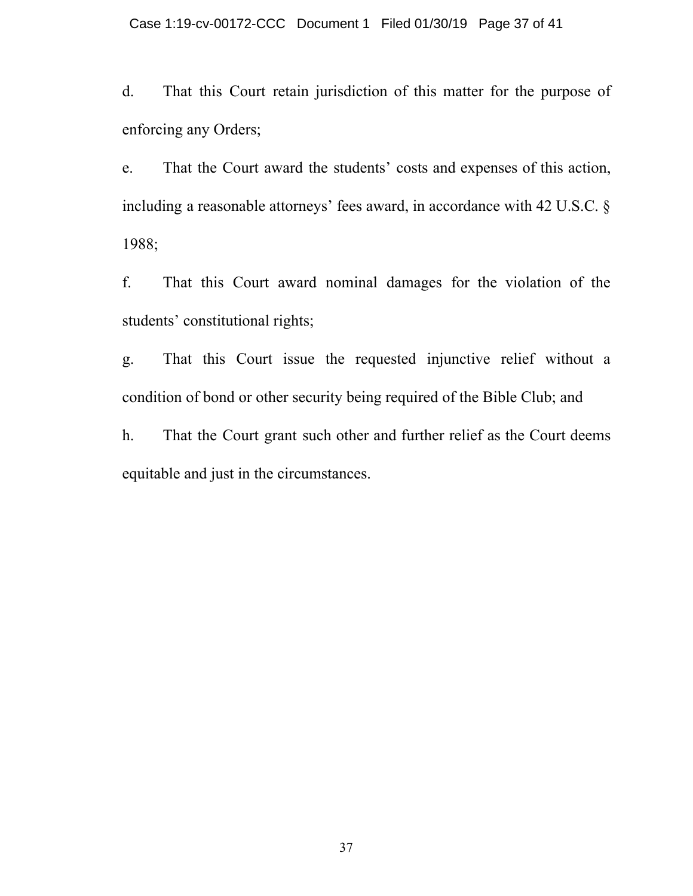d. That this Court retain jurisdiction of this matter for the purpose of enforcing any Orders;

e. That the Court award the students' costs and expenses of this action, including a reasonable attorneys' fees award, in accordance with 42 U.S.C. § 1988;

f. That this Court award nominal damages for the violation of the students' constitutional rights;

g. That this Court issue the requested injunctive relief without a condition of bond or other security being required of the Bible Club; and

h. That the Court grant such other and further relief as the Court deems equitable and just in the circumstances.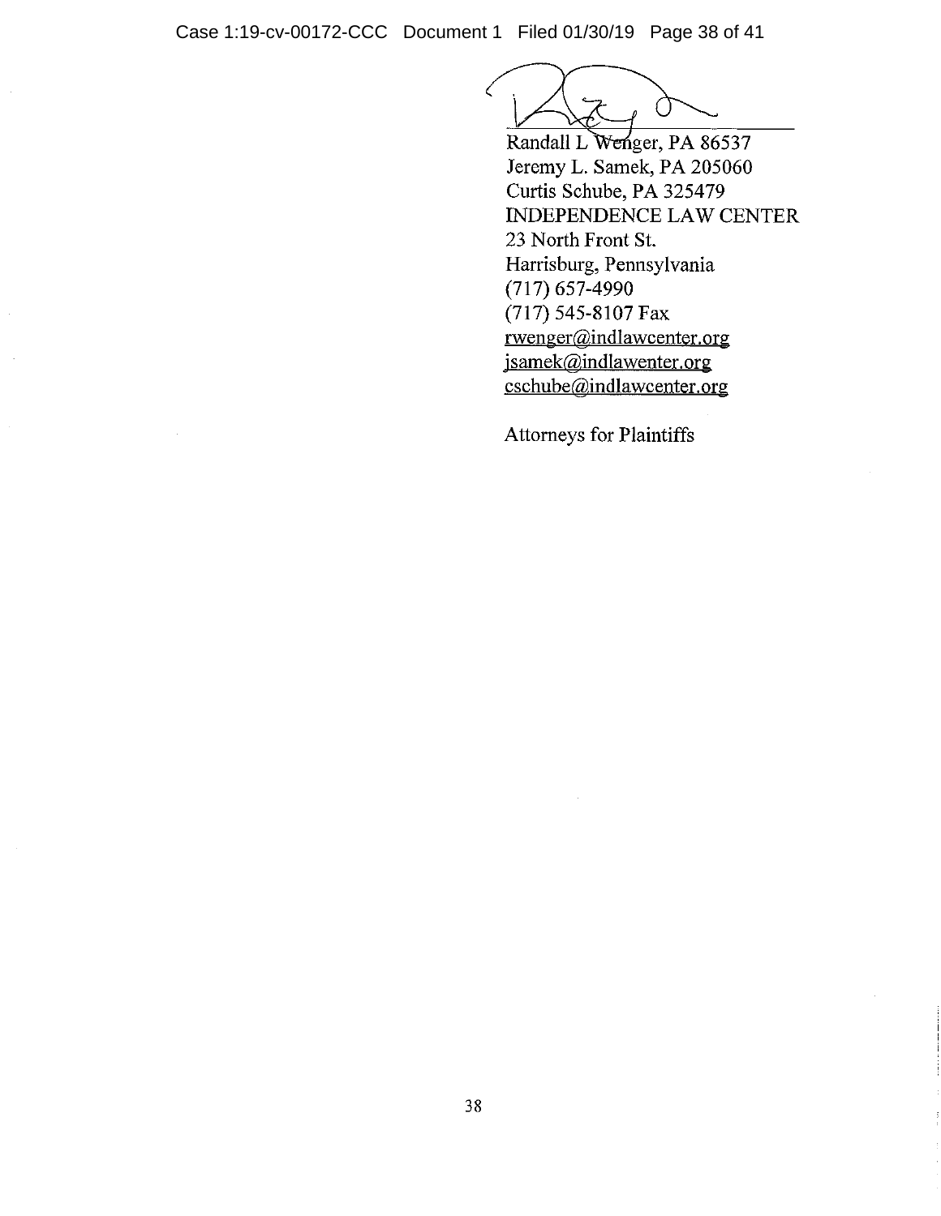Randall L Wenger, PA 86537
Jeremy L. Samek, PA 205060
Curtis Schube, PA 325479
INDEPENDENCE LAW CENTER
23 North Front St.
Harrisburg, Pennsylvania
(717) 657-4990
(717) 545-8107 Fax
rwenger@indlawcenter.org
jsamek@indlawenter.org
cschube@indlawcenter.org

Attorneys for Plaintiffs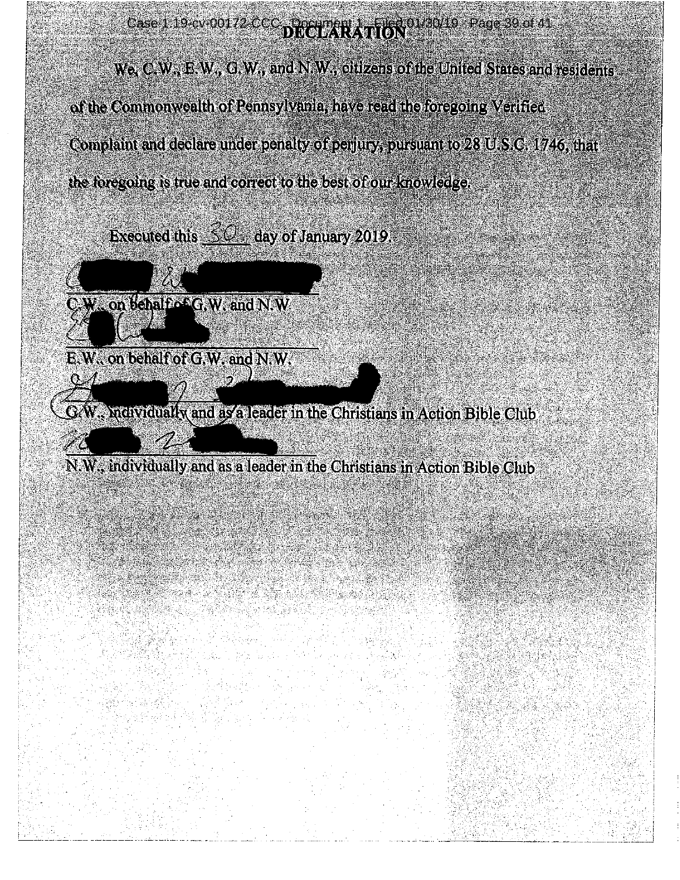# DECLARATION

We, C.W., E.W., G.W., and N.W., citizens of the United States and residents of the Commonwealth of Pennsylvania, have read the foregoing Verified Complaint and declare under penalty of perjury, pursuant to 28 U.S.C. 1746, that the foregoing is true and correct to the best of our knowledge.

Executed this 30 day of January 2019.

______________________________
C.W., on behalf of G.W. and N.W.

______________________________
E.W., on behalf of G.W. and N.W.

______________________________
G.W., individually and as a leader in the Christians in Action Bible Club

______________________________
N.W., individually and as a leader in the Christians in Action Bible Club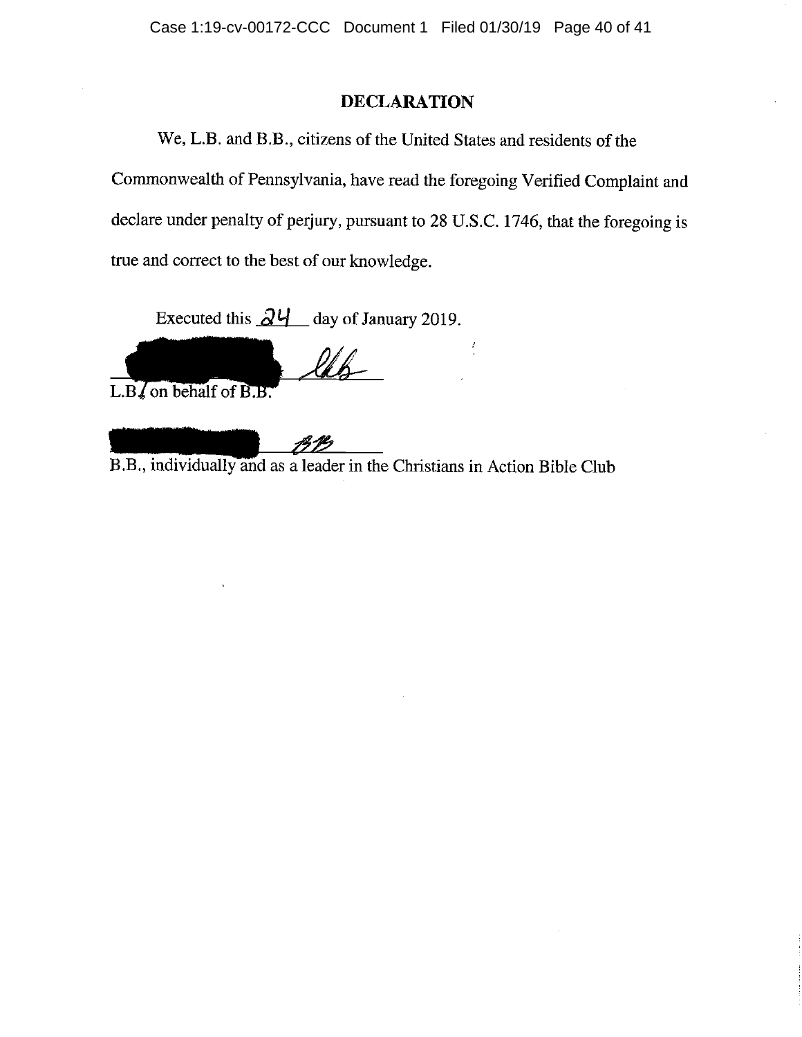# DECLARATION

We, L.B. and B.B., citizens of the United States and residents of the Commonwealth of Pennsylvania, have read the foregoing Verified Complaint and declare under penalty of perjury, pursuant to 28 U.S.C. 1746, that the foregoing is true and correct to the best of our knowledge.

Executed this 24 day of January 2019.

L.B., on behalf of B.B.

B.B., individually and as a leader in the Christians in Action Bible Club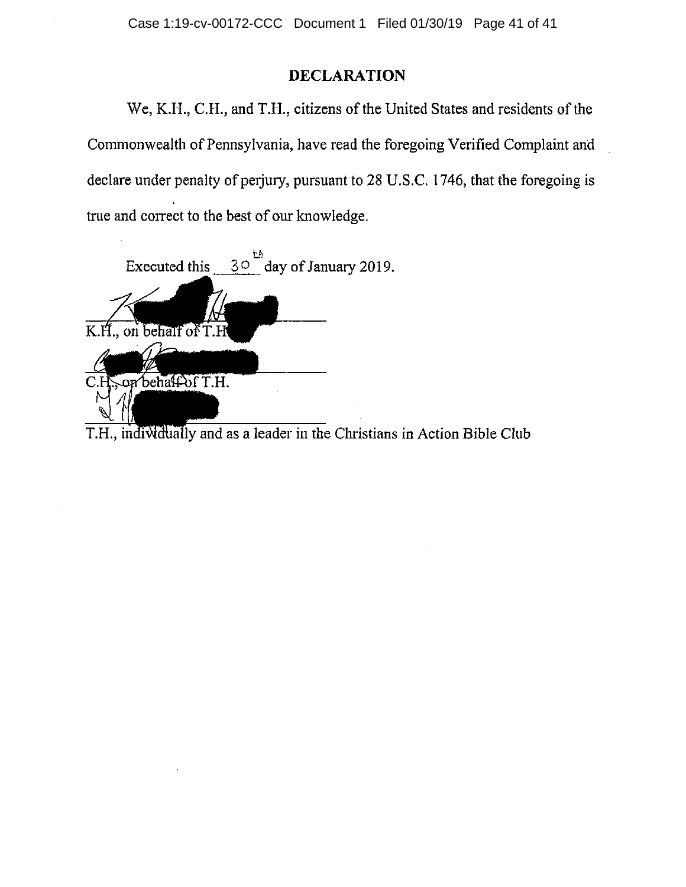# DECLARATION

We, K.H., C.H., and T.H., citizens of the United States and residents of the Commonwealth of Pennsylvania, have read the foregoing Verified Complaint and declare under penalty of perjury, pursuant to 28 U.S.C. 1746, that the foregoing is true and correct to the best of our knowledge.

Executed this 30th day of January 2019.

K.H., on behalf of T.H.

C.H., on behalf of T.H.

T.H., individually and as a leader in the Christians in Action Bible Club